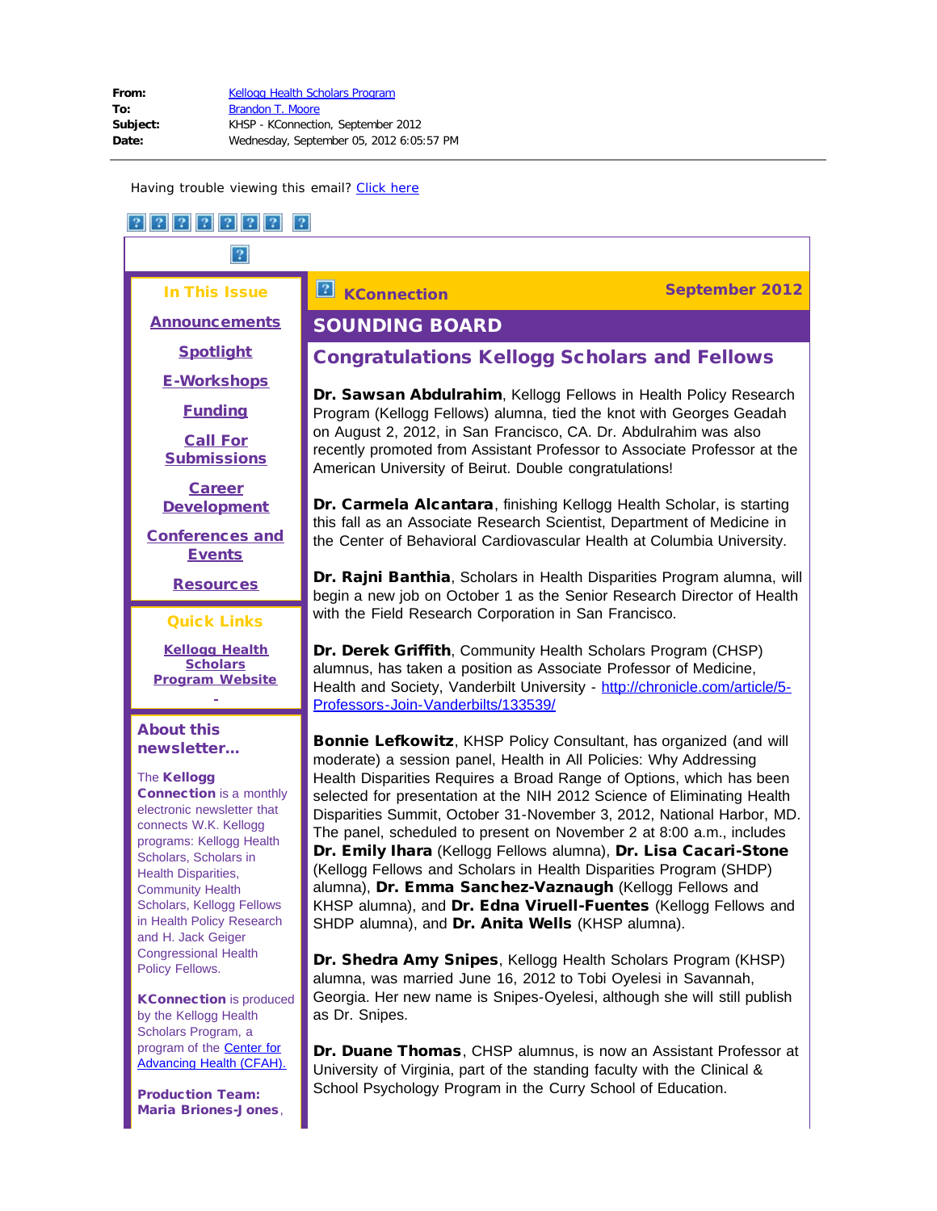**From:** Kellogg Health Scholars Program
**To:** Brandon T. Moore
**Subject:** KHSP - KConnection, September 2012
**Date:** Wednesday, September 05, 2012 6:05:57 PM

---

Having trouble viewing this email? Click here

**In This Issue**

- Announcements
- Spotlight
- E-Workshops
- Funding
- Call For Submissions
- Career Development
- Conferences and Events
- Resources

**Quick Links**

- Kellogg Health Scholars Program Website

**About this newsletter...**

The **Kellogg Connection** is a monthly electronic newsletter that connects W.K. Kellogg programs: Kellogg Health Scholars, Scholars in Health Disparities, Community Health Scholars, Kellogg Fellows in Health Policy Research and H. Jack Geiger Congressional Health Policy Fellows.

**KConnection** is produced by the Kellogg Health Scholars Program, a program of the Center for Advancing Health (CFAH).

**Production Team:**
**Maria Briones-Jones**,

**KConnection** — **September 2012**

# SOUNDING BOARD

## Congratulations Kellogg Scholars and Fellows

**Dr. Sawsan Abdulrahim**, Kellogg Fellows in Health Policy Research Program (Kellogg Fellows) alumna, tied the knot with Georges Geadah on August 2, 2012, in San Francisco, CA. Dr. Abdulrahim was also recently promoted from Assistant Professor to Associate Professor at the American University of Beirut. Double congratulations!

**Dr. Carmela Alcantara**, finishing Kellogg Health Scholar, is starting this fall as an Associate Research Scientist, Department of Medicine in the Center of Behavioral Cardiovascular Health at Columbia University.

**Dr. Rajni Banthia**, Scholars in Health Disparities Program alumna, will begin a new job on October 1 as the Senior Research Director of Health with the Field Research Corporation in San Francisco.

**Dr. Derek Griffith**, Community Health Scholars Program (CHSP) alumnus, has taken a position as Associate Professor of Medicine, Health and Society, Vanderbilt University - http://chronicle.com/article/5-Professors-Join-Vanderbilts/133539/

**Bonnie Lefkowitz**, KHSP Policy Consultant, has organized (and will moderate) a session panel, Health in All Policies: Why Addressing Health Disparities Requires a Broad Range of Options, which has been selected for presentation at the NIH 2012 Science of Eliminating Health Disparities Summit, October 31-November 3, 2012, National Harbor, MD. The panel, scheduled to present on November 2 at 8:00 a.m., includes **Dr. Emily Ihara** (Kellogg Fellows alumna), **Dr. Lisa Cacari-Stone** (Kellogg Fellows and Scholars in Health Disparities Program (SHDP) alumna), **Dr. Emma Sanchez-Vaznaugh** (Kellogg Fellows and KHSP alumna), and **Dr. Edna Viruell-Fuentes** (Kellogg Fellows and SHDP alumna), and **Dr. Anita Wells** (KHSP alumna).

**Dr. Shedra Amy Snipes**, Kellogg Health Scholars Program (KHSP) alumna, was married June 16, 2012 to Tobi Oyelesi in Savannah, Georgia. Her new name is Snipes-Oyelesi, although she will still publish as Dr. Snipes.

**Dr. Duane Thomas**, CHSP alumnus, is now an Assistant Professor at University of Virginia, part of the standing faculty with the Clinical & School Psychology Program in the Curry School of Education.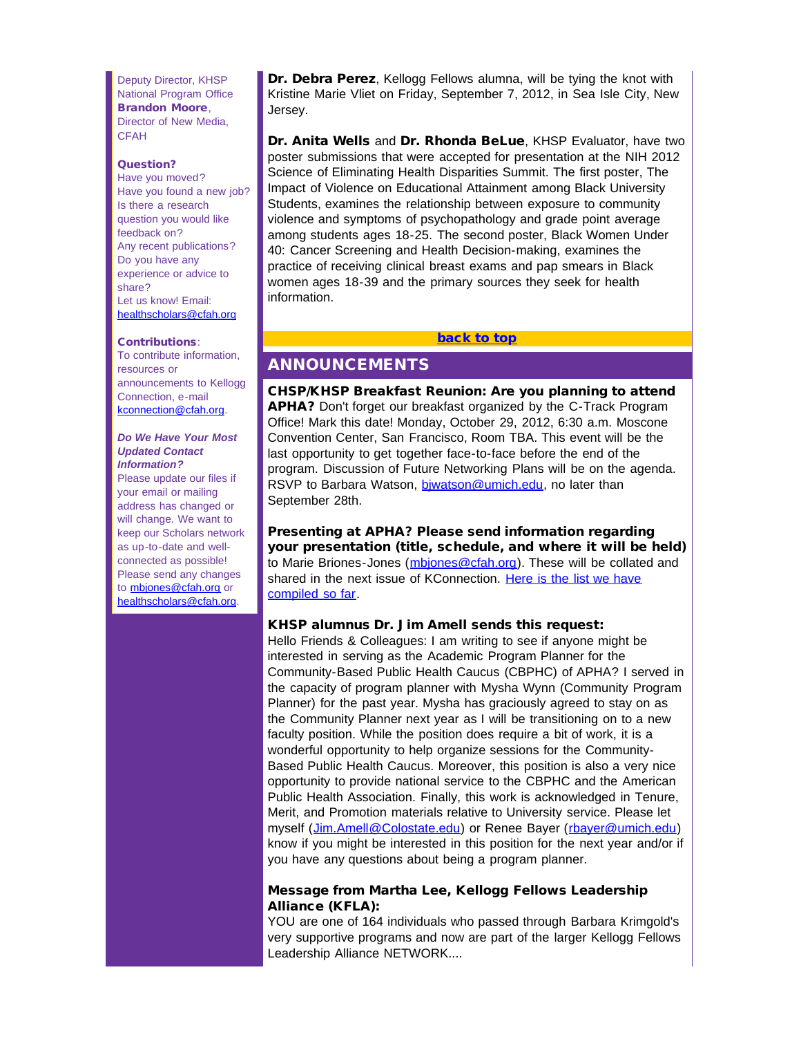Deputy Director, KHSP National Program Office
**Brandon Moore**, Director of New Media, CFAH

**Question?**
Have you moved?
Have you found a new job?
Is there a research question you would like feedback on?
Any recent publications?
Do you have any experience or advice to share?
Let us know! Email: healthscholars@cfah.org

**Contributions**:
To contribute information, resources or announcements to Kellogg Connection, e-mail kconnection@cfah.org.

***Do We Have Your Most Updated Contact Information?***
Please update our files if your email or mailing address has changed or will change. We want to keep our Scholars network as up-to-date and well-connected as possible! Please send any changes to mbjones@cfah.org or healthscholars@cfah.org.

**Dr. Debra Perez**, Kellogg Fellows alumna, will be tying the knot with Kristine Marie Vliet on Friday, September 7, 2012, in Sea Isle City, New Jersey.

**Dr. Anita Wells** and **Dr. Rhonda BeLue**, KHSP Evaluator, have two poster submissions that were accepted for presentation at the NIH 2012 Science of Eliminating Health Disparities Summit. The first poster, The Impact of Violence on Educational Attainment among Black University Students, examines the relationship between exposure to community violence and symptoms of psychopathology and grade point average among students ages 18-25. The second poster, Black Women Under 40: Cancer Screening and Health Decision-making, examines the practice of receiving clinical breast exams and pap smears in Black women ages 18-39 and the primary sources they seek for health information.

back to top

## ANNOUNCEMENTS

**CHSP/KHSP Breakfast Reunion: Are you planning to attend APHA?** Don't forget our breakfast organized by the C-Track Program Office! Mark this date! Monday, October 29, 2012, 6:30 a.m. Moscone Convention Center, San Francisco, Room TBA. This event will be the last opportunity to get together face-to-face before the end of the program. Discussion of Future Networking Plans will be on the agenda. RSVP to Barbara Watson, bjwatson@umich.edu, no later than September 28th.

**Presenting at APHA? Please send information regarding your presentation (title, schedule, and where it will be held)** to Marie Briones-Jones (mbjones@cfah.org). These will be collated and shared in the next issue of KConnection. Here is the list we have compiled so far.

**KHSP alumnus Dr. Jim Amell sends this request:**
Hello Friends & Colleagues: I am writing to see if anyone might be interested in serving as the Academic Program Planner for the Community-Based Public Health Caucus (CBPHC) of APHA? I served in the capacity of program planner with Mysha Wynn (Community Program Planner) for the past year. Mysha has graciously agreed to stay on as the Community Planner next year as I will be transitioning on to a new faculty position. While the position does require a bit of work, it is a wonderful opportunity to help organize sessions for the Community-Based Public Health Caucus. Moreover, this position is also a very nice opportunity to provide national service to the CBPHC and the American Public Health Association. Finally, this work is acknowledged in Tenure, Merit, and Promotion materials relative to University service. Please let myself (Jim.Amell@Colostate.edu) or Renee Bayer (rbayer@umich.edu) know if you might be interested in this position for the next year and/or if you have any questions about being a program planner.

**Message from Martha Lee, Kellogg Fellows Leadership Alliance (KFLA):**
YOU are one of 164 individuals who passed through Barbara Krimgold's very supportive programs and now are part of the larger Kellogg Fellows Leadership Alliance NETWORK....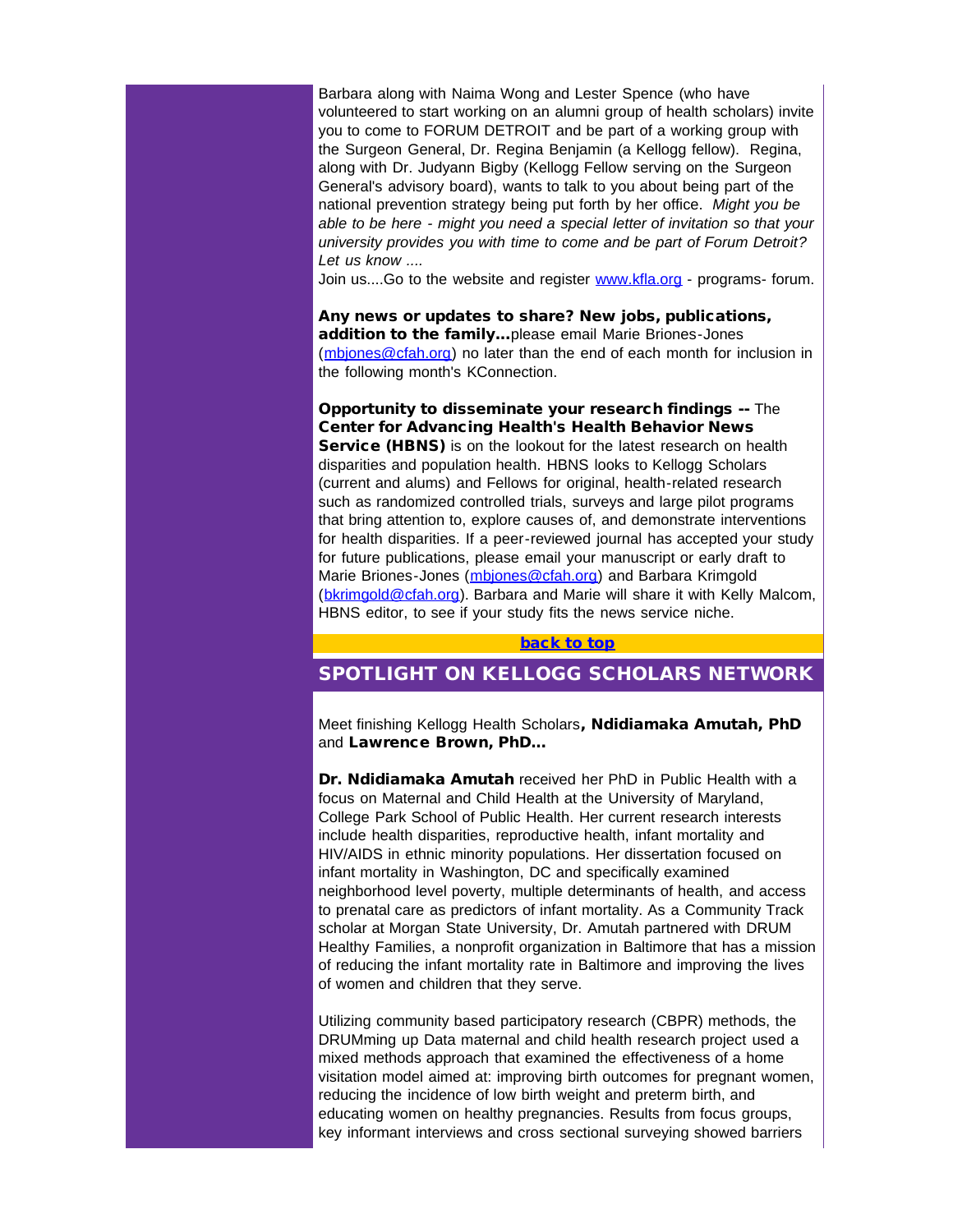Barbara along with Naima Wong and Lester Spence (who have volunteered to start working on an alumni group of health scholars) invite you to come to FORUM DETROIT and be part of a working group with the Surgeon General, Dr. Regina Benjamin (a Kellogg fellow). Regina, along with Dr. Judyann Bigby (Kellogg Fellow serving on the Surgeon General's advisory board), wants to talk to you about being part of the national prevention strategy being put forth by her office. *Might you be able to be here - might you need a special letter of invitation so that your university provides you with time to come and be part of Forum Detroit? Let us know ....*

Join us....Go to the website and register [www.kfla.org](www.kfla.org) - programs- forum.

**Any news or updates to share? New jobs, publications, addition to the family...**please email Marie Briones-Jones ([mbjones@cfah.org](mailto:mbjones@cfah.org)) no later than the end of each month for inclusion in the following month's KConnection.

**Opportunity to disseminate your research findings --** The **Center for Advancing Health's Health Behavior News Service (HBNS)** is on the lookout for the latest research on health disparities and population health. HBNS looks to Kellogg Scholars (current and alums) and Fellows for original, health-related research such as randomized controlled trials, surveys and large pilot programs that bring attention to, explore causes of, and demonstrate interventions for health disparities. If a peer-reviewed journal has accepted your study for future publications, please email your manuscript or early draft to Marie Briones-Jones ([mbjones@cfah.org](mailto:mbjones@cfah.org)) and Barbara Krimgold ([bkrimgold@cfah.org](mailto:bkrimgold@cfah.org)). Barbara and Marie will share it with Kelly Malcom, HBNS editor, to see if your study fits the news service niche.

**back to top**

## SPOTLIGHT ON KELLOGG SCHOLARS NETWORK

Meet finishing Kellogg Health Scholars**, Ndidiamaka Amutah, PhD** and **Lawrence Brown, PhD...**

**Dr. Ndidiamaka Amutah** received her PhD in Public Health with a focus on Maternal and Child Health at the University of Maryland, College Park School of Public Health. Her current research interests include health disparities, reproductive health, infant mortality and HIV/AIDS in ethnic minority populations. Her dissertation focused on infant mortality in Washington, DC and specifically examined neighborhood level poverty, multiple determinants of health, and access to prenatal care as predictors of infant mortality. As a Community Track scholar at Morgan State University, Dr. Amutah partnered with DRUM Healthy Families, a nonprofit organization in Baltimore that has a mission of reducing the infant mortality rate in Baltimore and improving the lives of women and children that they serve.

Utilizing community based participatory research (CBPR) methods, the DRUMming up Data maternal and child health research project used a mixed methods approach that examined the effectiveness of a home visitation model aimed at: improving birth outcomes for pregnant women, reducing the incidence of low birth weight and preterm birth, and educating women on healthy pregnancies. Results from focus groups, key informant interviews and cross sectional surveying showed barriers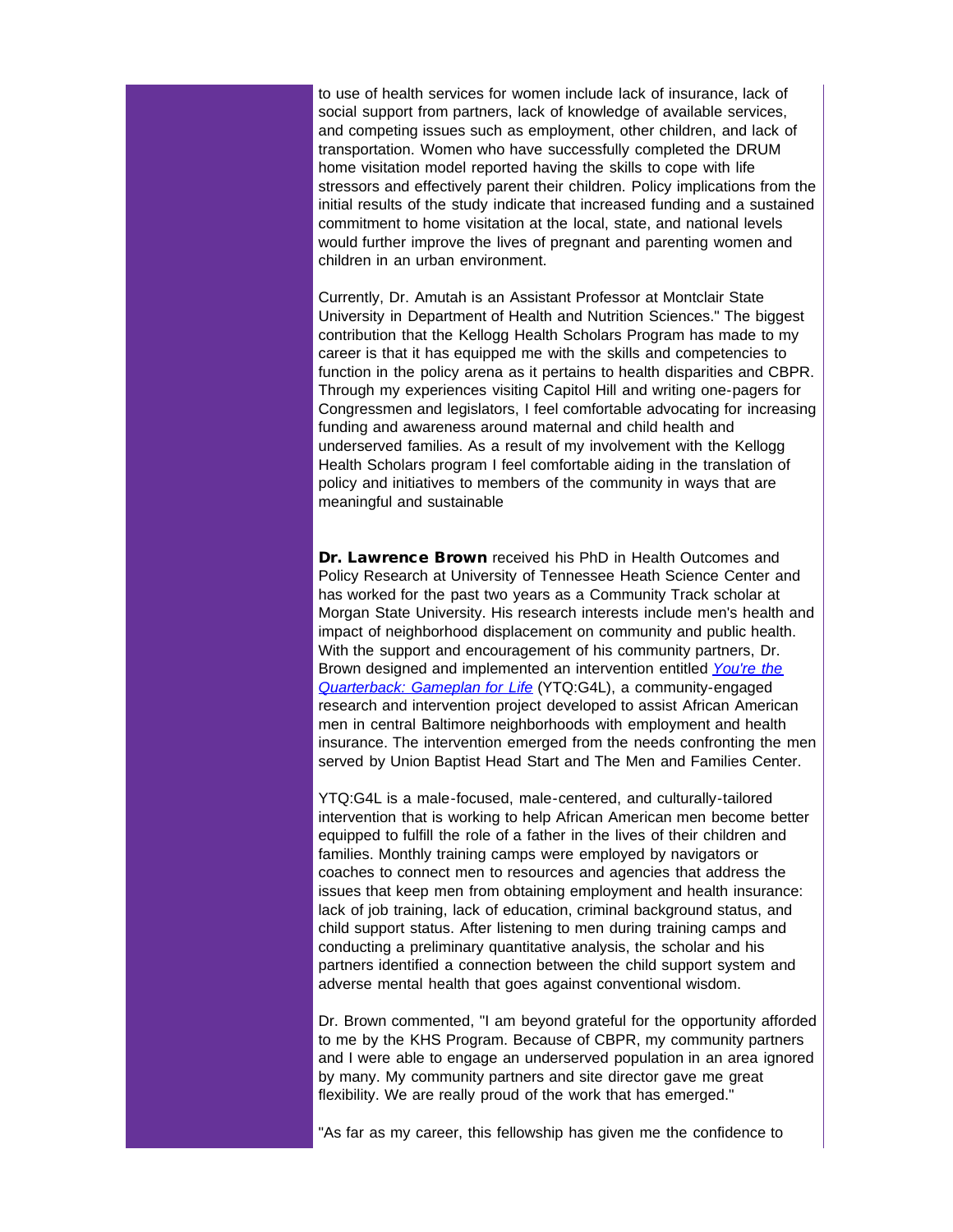to use of health services for women include lack of insurance, lack of social support from partners, lack of knowledge of available services, and competing issues such as employment, other children, and lack of transportation. Women who have successfully completed the DRUM home visitation model reported having the skills to cope with life stressors and effectively parent their children. Policy implications from the initial results of the study indicate that increased funding and a sustained commitment to home visitation at the local, state, and national levels would further improve the lives of pregnant and parenting women and children in an urban environment.

Currently, Dr. Amutah is an Assistant Professor at Montclair State University in Department of Health and Nutrition Sciences." The biggest contribution that the Kellogg Health Scholars Program has made to my career is that it has equipped me with the skills and competencies to function in the policy arena as it pertains to health disparities and CBPR. Through my experiences visiting Capitol Hill and writing one-pagers for Congressmen and legislators, I feel comfortable advocating for increasing funding and awareness around maternal and child health and underserved families. As a result of my involvement with the Kellogg Health Scholars program I feel comfortable aiding in the translation of policy and initiatives to members of the community in ways that are meaningful and sustainable

**Dr. Lawrence Brown** received his PhD in Health Outcomes and Policy Research at University of Tennessee Heath Science Center and has worked for the past two years as a Community Track scholar at Morgan State University. His research interests include men's health and impact of neighborhood displacement on community and public health. With the support and encouragement of his community partners, Dr. Brown designed and implemented an intervention entitled *You're the Quarterback: Gameplan for Life* (YTQ:G4L), a community-engaged research and intervention project developed to assist African American men in central Baltimore neighborhoods with employment and health insurance. The intervention emerged from the needs confronting the men served by Union Baptist Head Start and The Men and Families Center.

YTQ:G4L is a male-focused, male-centered, and culturally-tailored intervention that is working to help African American men become better equipped to fulfill the role of a father in the lives of their children and families. Monthly training camps were employed by navigators or coaches to connect men to resources and agencies that address the issues that keep men from obtaining employment and health insurance: lack of job training, lack of education, criminal background status, and child support status. After listening to men during training camps and conducting a preliminary quantitative analysis, the scholar and his partners identified a connection between the child support system and adverse mental health that goes against conventional wisdom.

Dr. Brown commented, "I am beyond grateful for the opportunity afforded to me by the KHS Program. Because of CBPR, my community partners and I were able to engage an underserved population in an area ignored by many. My community partners and site director gave me great flexibility. We are really proud of the work that has emerged."

"As far as my career, this fellowship has given me the confidence to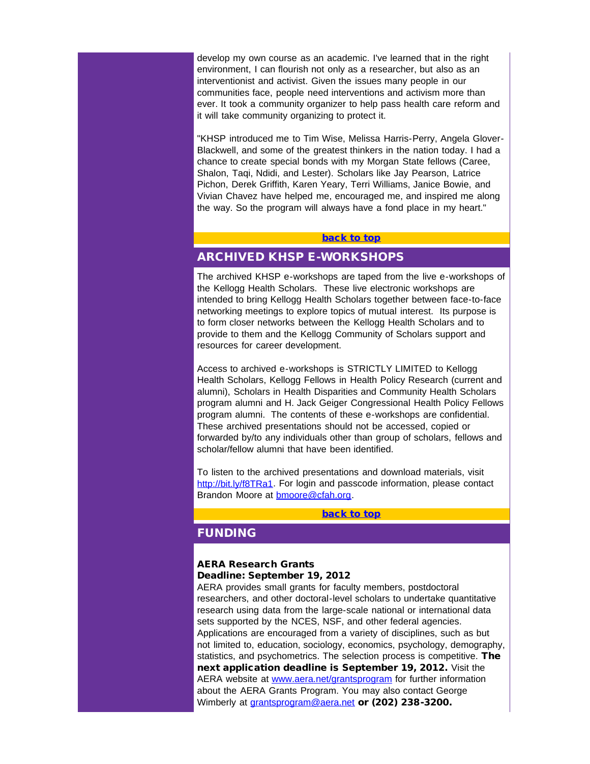develop my own course as an academic. I've learned that in the right environment, I can flourish not only as a researcher, but also as an interventionist and activist. Given the issues many people in our communities face, people need interventions and activism more than ever. It took a community organizer to help pass health care reform and it will take community organizing to protect it.

"KHSP introduced me to Tim Wise, Melissa Harris-Perry, Angela Glover-Blackwell, and some of the greatest thinkers in the nation today. I had a chance to create special bonds with my Morgan State fellows (Caree, Shalon, Taqi, Ndidi, and Lester). Scholars like Jay Pearson, Latrice Pichon, Derek Griffith, Karen Yeary, Terri Williams, Janice Bowie, and Vivian Chavez have helped me, encouraged me, and inspired me along the way. So the program will always have a fond place in my heart."

**back to top**

## ARCHIVED KHSP E-WORKSHOPS

The archived KHSP e-workshops are taped from the live e-workshops of the Kellogg Health Scholars. These live electronic workshops are intended to bring Kellogg Health Scholars together between face-to-face networking meetings to explore topics of mutual interest. Its purpose is to form closer networks between the Kellogg Health Scholars and to provide to them and the Kellogg Community of Scholars support and resources for career development.

Access to archived e-workshops is STRICTLY LIMITED to Kellogg Health Scholars, Kellogg Fellows in Health Policy Research (current and alumni), Scholars in Health Disparities and Community Health Scholars program alumni and H. Jack Geiger Congressional Health Policy Fellows program alumni. The contents of these e-workshops are confidential. These archived presentations should not be accessed, copied or forwarded by/to any individuals other than group of scholars, fellows and scholar/fellow alumni that have been identified.

To listen to the archived presentations and download materials, visit http://bit.ly/f8TRa1. For login and passcode information, please contact Brandon Moore at bmoore@cfah.org.

**back to top**

## FUNDING

**AERA Research Grants**
**Deadline: September 19, 2012**
AERA provides small grants for faculty members, postdoctoral researchers, and other doctoral-level scholars to undertake quantitative research using data from the large-scale national or international data sets supported by the NCES, NSF, and other federal agencies. Applications are encouraged from a variety of disciplines, such as but not limited to, education, sociology, economics, psychology, demography, statistics, and psychometrics. The selection process is competitive. **The next application deadline is September 19, 2012.** Visit the AERA website at www.aera.net/grantsprogram for further information about the AERA Grants Program. You may also contact George Wimberly at grantsprogram@aera.net **or (202) 238-3200.**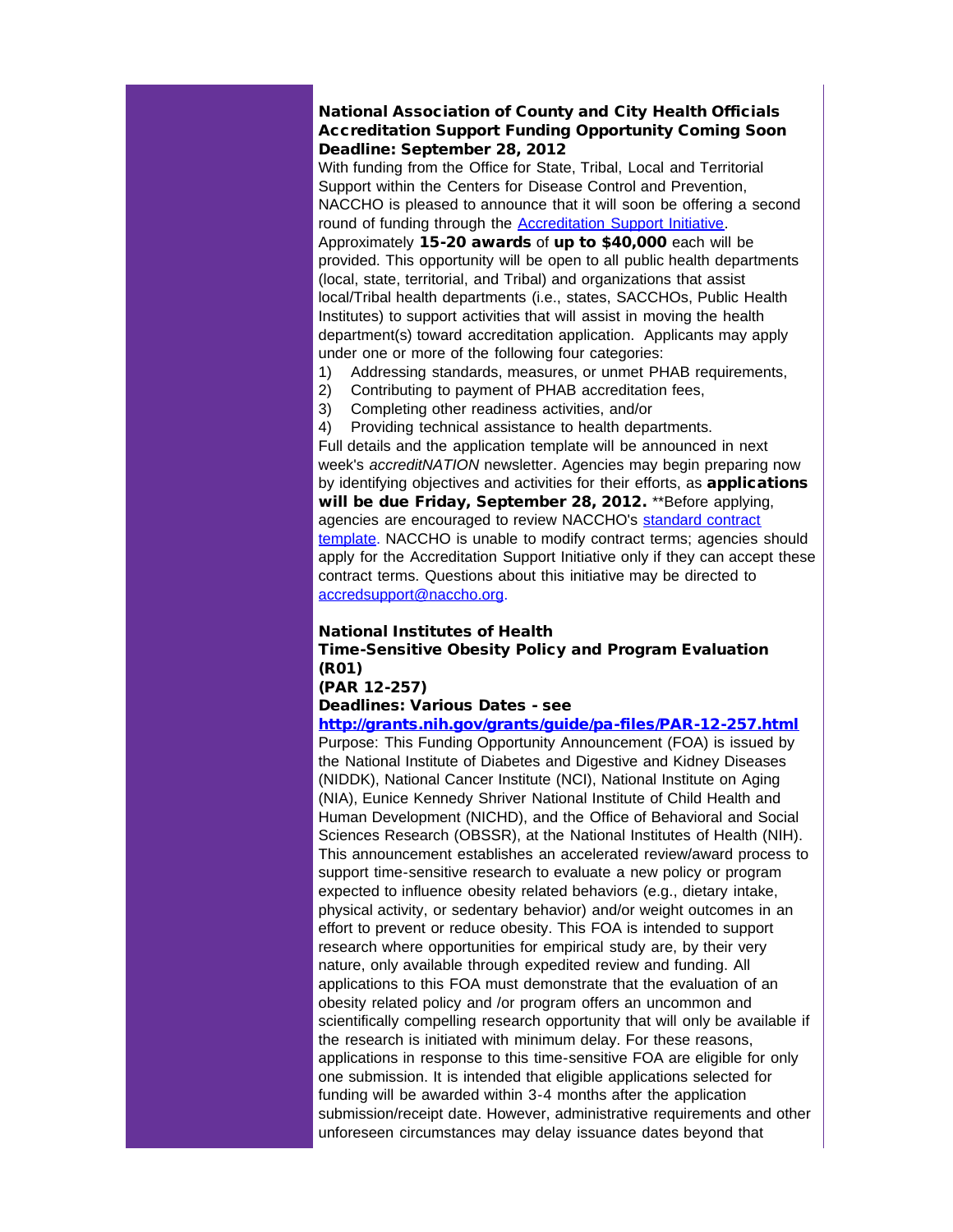**National Association of County and City Health Officials**
**Accreditation Support Funding Opportunity Coming Soon**
**Deadline: September 28, 2012**

With funding from the Office for State, Tribal, Local and Territorial Support within the Centers for Disease Control and Prevention, NACCHO is pleased to announce that it will soon be offering a second round of funding through the [Accreditation Support Initiative](). Approximately **15-20 awards** of **up to $40,000** each will be provided. This opportunity will be open to all public health departments (local, state, territorial, and Tribal) and organizations that assist local/Tribal health departments (i.e., states, SACCHOs, Public Health Institutes) to support activities that will assist in moving the health department(s) toward accreditation application. Applicants may apply under one or more of the following four categories:

1) Addressing standards, measures, or unmet PHAB requirements,
2) Contributing to payment of PHAB accreditation fees,
3) Completing other readiness activities, and/or
4) Providing technical assistance to health departments.

Full details and the application template will be announced in next week's *accreditNATION* newsletter. Agencies may begin preparing now by identifying objectives and activities for their efforts, as **applications will be due Friday, September 28, 2012.** **Before applying, agencies are encouraged to review NACCHO's [standard contract template](). NACCHO is unable to modify contract terms; agencies should apply for the Accreditation Support Initiative only if they can accept these contract terms. Questions about this initiative may be directed to [accredsupport@naccho.org]().

**National Institutes of Health**
**Time-Sensitive Obesity Policy and Program Evaluation (R01)**
**(PAR 12-257)**
**Deadlines: Various Dates - see [http://grants.nih.gov/grants/guide/pa-files/PAR-12-257.html](http://grants.nih.gov/grants/guide/pa-files/PAR-12-257.html)**

Purpose: This Funding Opportunity Announcement (FOA) is issued by the National Institute of Diabetes and Digestive and Kidney Diseases (NIDDK), National Cancer Institute (NCI), National Institute on Aging (NIA), Eunice Kennedy Shriver National Institute of Child Health and Human Development (NICHD), and the Office of Behavioral and Social Sciences Research (OBSSR), at the National Institutes of Health (NIH). This announcement establishes an accelerated review/award process to support time-sensitive research to evaluate a new policy or program expected to influence obesity related behaviors (e.g., dietary intake, physical activity, or sedentary behavior) and/or weight outcomes in an effort to prevent or reduce obesity. This FOA is intended to support research where opportunities for empirical study are, by their very nature, only available through expedited review and funding. All applications to this FOA must demonstrate that the evaluation of an obesity related policy and /or program offers an uncommon and scientifically compelling research opportunity that will only be available if the research is initiated with minimum delay. For these reasons, applications in response to this time-sensitive FOA are eligible for only one submission. It is intended that eligible applications selected for funding will be awarded within 3-4 months after the application submission/receipt date. However, administrative requirements and other unforeseen circumstances may delay issuance dates beyond that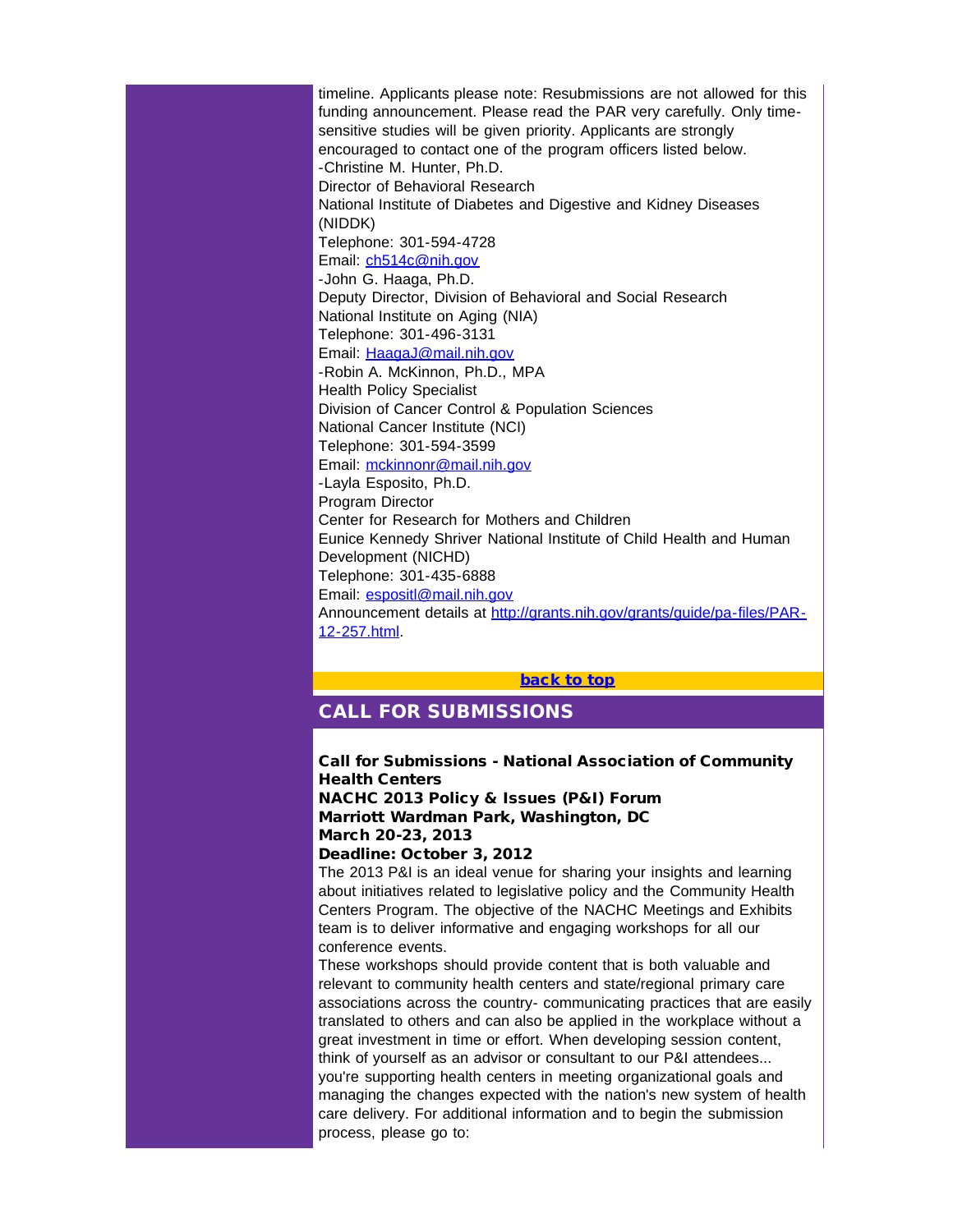timeline. Applicants please note: Resubmissions are not allowed for this funding announcement. Please read the PAR very carefully. Only time-sensitive studies will be given priority. Applicants are strongly encouraged to contact one of the program officers listed below.

-Christine M. Hunter, Ph.D.
Director of Behavioral Research
National Institute of Diabetes and Digestive and Kidney Diseases (NIDDK)
Telephone: 301-594-4728
Email: [ch514c@nih.gov](mailto:ch514c@nih.gov)

-John G. Haaga, Ph.D.
Deputy Director, Division of Behavioral and Social Research
National Institute on Aging (NIA)
Telephone: 301-496-3131
Email: [HaagaJ@mail.nih.gov](mailto:HaagaJ@mail.nih.gov)

-Robin A. McKinnon, Ph.D., MPA
Health Policy Specialist
Division of Cancer Control & Population Sciences
National Cancer Institute (NCI)
Telephone: 301-594-3599
Email: [mckinnonr@mail.nih.gov](mailto:mckinnonr@mail.nih.gov)

-Layla Esposito, Ph.D.
Program Director
Center for Research for Mothers and Children
Eunice Kennedy Shriver National Institute of Child Health and Human Development (NICHD)
Telephone: 301-435-6888
Email: [espositl@mail.nih.gov](mailto:espositl@mail.nih.gov)

Announcement details at [http://grants.nih.gov/grants/guide/pa-files/PAR-12-257.html](http://grants.nih.gov/grants/guide/pa-files/PAR-12-257.html).

**back to top**

## CALL FOR SUBMISSIONS

**Call for Submissions - National Association of Community Health Centers**
**NACHC 2013 Policy & Issues (P&I) Forum**
**Marriott Wardman Park, Washington, DC**
**March 20-23, 2013**
**Deadline: October 3, 2012**

The 2013 P&I is an ideal venue for sharing your insights and learning about initiatives related to legislative policy and the Community Health Centers Program. The objective of the NACHC Meetings and Exhibits team is to deliver informative and engaging workshops for all our conference events.

These workshops should provide content that is both valuable and relevant to community health centers and state/regional primary care associations across the country- communicating practices that are easily translated to others and can also be applied in the workplace without a great investment in time or effort. When developing session content, think of yourself as an advisor or consultant to our P&I attendees... you're supporting health centers in meeting organizational goals and managing the changes expected with the nation's new system of health care delivery. For additional information and to begin the submission process, please go to: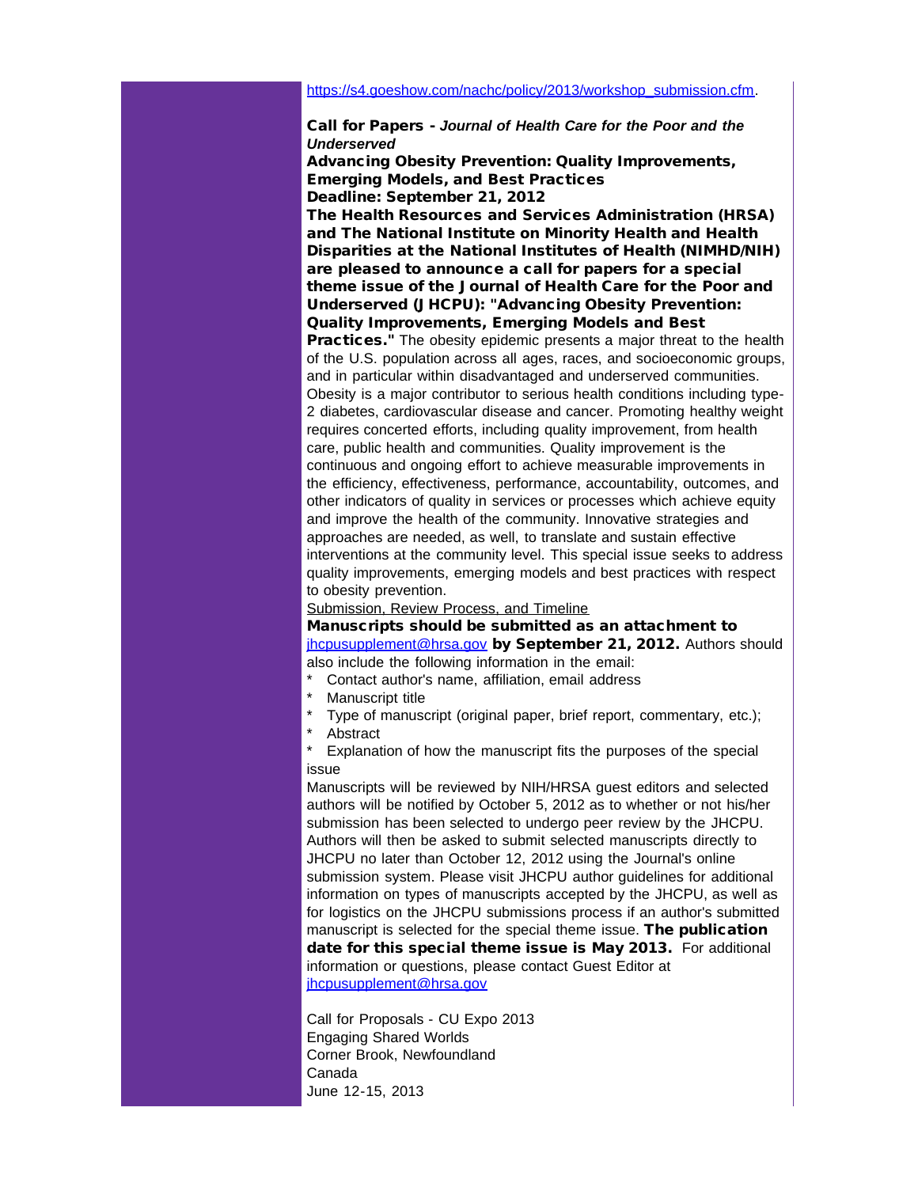https://s4.goeshow.com/nachc/policy/2013/workshop_submission.cfm.

**Call for Papers - *Journal of Health Care for the Poor and the Underserved***
**Advancing Obesity Prevention: Quality Improvements, Emerging Models, and Best Practices**
**Deadline: September 21, 2012**
**The Health Resources and Services Administration (HRSA) and The National Institute on Minority Health and Health Disparities at the National Institutes of Health (NIMHD/NIH) are pleased to announce a call for papers for a special theme issue of the Journal of Health Care for the Poor and Underserved (JHCPU): "Advancing Obesity Prevention: Quality Improvements, Emerging Models and Best Practices."** The obesity epidemic presents a major threat to the health of the U.S. population across all ages, races, and socioeconomic groups, and in particular within disadvantaged and underserved communities. Obesity is a major contributor to serious health conditions including type-2 diabetes, cardiovascular disease and cancer. Promoting healthy weight requires concerted efforts, including quality improvement, from health care, public health and communities. Quality improvement is the continuous and ongoing effort to achieve measurable improvements in the efficiency, effectiveness, performance, accountability, outcomes, and other indicators of quality in services or processes which achieve equity and improve the health of the community. Innovative strategies and approaches are needed, as well, to translate and sustain effective interventions at the community level. This special issue seeks to address quality improvements, emerging models and best practices with respect to obesity prevention.

Submission, Review Process, and Timeline

**Manuscripts should be submitted as an attachment to** jhcpusupplement@hrsa.gov **by September 21, 2012.** Authors should also include the following information in the email:

* Contact author's name, affiliation, email address
* Manuscript title
* Type of manuscript (original paper, brief report, commentary, etc.);
* Abstract
* Explanation of how the manuscript fits the purposes of the special issue

Manuscripts will be reviewed by NIH/HRSA guest editors and selected authors will be notified by October 5, 2012 as to whether or not his/her submission has been selected to undergo peer review by the JHCPU. Authors will then be asked to submit selected manuscripts directly to JHCPU no later than October 12, 2012 using the Journal's online submission system. Please visit JHCPU author guidelines for additional information on types of manuscripts accepted by the JHCPU, as well as for logistics on the JHCPU submissions process if an author's submitted manuscript is selected for the special theme issue. **The publication date for this special theme issue is May 2013.** For additional information or questions, please contact Guest Editor at jhcpusupplement@hrsa.gov

Call for Proposals - CU Expo 2013
Engaging Shared Worlds
Corner Brook, Newfoundland
Canada
June 12-15, 2013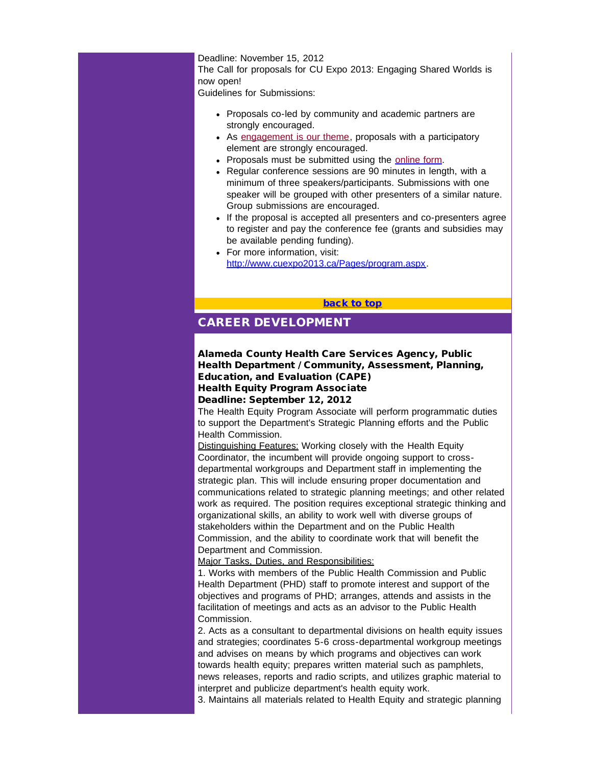Deadline: November 15, 2012

The Call for proposals for CU Expo 2013: Engaging Shared Worlds is now open!

Guidelines for Submissions:

- Proposals co-led by community and academic partners are strongly encouraged.
- As engagement is our theme, proposals with a participatory element are strongly encouraged.
- Proposals must be submitted using the online form.
- Regular conference sessions are 90 minutes in length, with a minimum of three speakers/participants. Submissions with one speaker will be grouped with other presenters of a similar nature. Group submissions are encouraged.
- If the proposal is accepted all presenters and co-presenters agree to register and pay the conference fee (grants and subsidies may be available pending funding).
- For more information, visit: http://www.cuexpo2013.ca/Pages/program.aspx.

**back to top**

## CAREER DEVELOPMENT

### Alameda County Health Care Services Agency, Public Health Department / Community, Assessment, Planning, Education, and Evaluation (CAPE)
### Health Equity Program Associate
### Deadline: September 12, 2012

The Health Equity Program Associate will perform programmatic duties to support the Department's Strategic Planning efforts and the Public Health Commission.

Distinguishing Features: Working closely with the Health Equity Coordinator, the incumbent will provide ongoing support to cross-departmental workgroups and Department staff in implementing the strategic plan. This will include ensuring proper documentation and communications related to strategic planning meetings; and other related work as required. The position requires exceptional strategic thinking and organizational skills, an ability to work well with diverse groups of stakeholders within the Department and on the Public Health Commission, and the ability to coordinate work that will benefit the Department and Commission.

Major Tasks, Duties, and Responsibilities:

1. Works with members of the Public Health Commission and Public Health Department (PHD) staff to promote interest and support of the objectives and programs of PHD; arranges, attends and assists in the facilitation of meetings and acts as an advisor to the Public Health Commission.
2. Acts as a consultant to departmental divisions on health equity issues and strategies; coordinates 5-6 cross-departmental workgroup meetings and advises on means by which programs and objectives can work towards health equity; prepares written material such as pamphlets, news releases, reports and radio scripts, and utilizes graphic material to interpret and publicize department's health equity work.
3. Maintains all materials related to Health Equity and strategic planning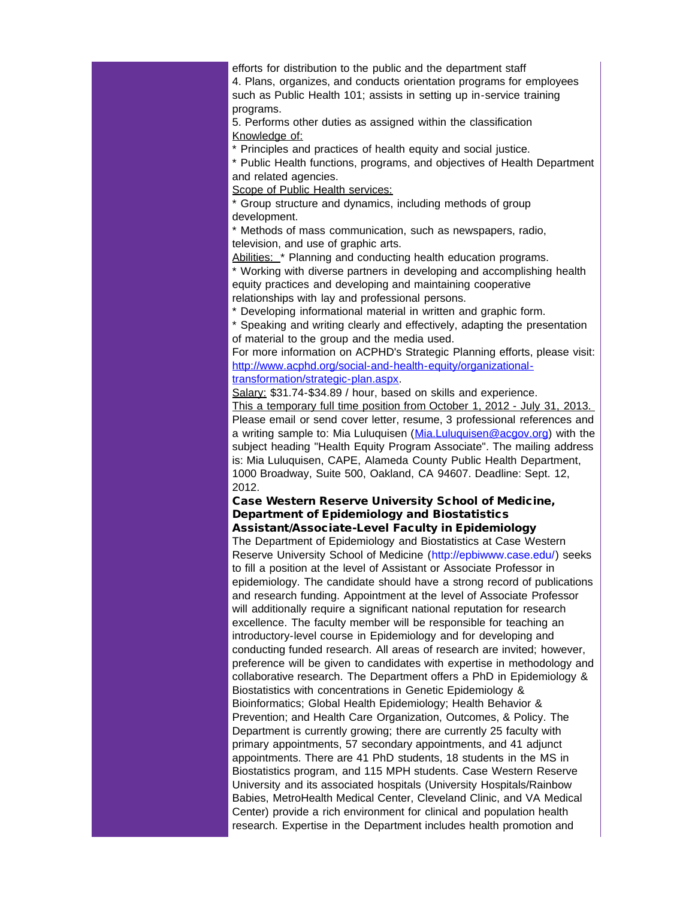efforts for distribution to the public and the department staff
4. Plans, organizes, and conducts orientation programs for employees such as Public Health 101; assists in setting up in-service training programs.
5. Performs other duties as assigned within the classification
Knowledge of:
* Principles and practices of health equity and social justice.
* Public Health functions, programs, and objectives of Health Department and related agencies.
Scope of Public Health services:
* Group structure and dynamics, including methods of group development.
* Methods of mass communication, such as newspapers, radio, television, and use of graphic arts.
Abilities: * Planning and conducting health education programs.
* Working with diverse partners in developing and accomplishing health equity practices and developing and maintaining cooperative relationships with lay and professional persons.
* Developing informational material in written and graphic form.
* Speaking and writing clearly and effectively, adapting the presentation of material to the group and the media used.
For more information on ACPHD's Strategic Planning efforts, please visit: http://www.acphd.org/social-and-health-equity/organizational-transformation/strategic-plan.aspx.
Salary: $31.74-$34.89 / hour, based on skills and experience.
This a temporary full time position from October 1, 2012 - July 31, 2013.
Please email or send cover letter, resume, 3 professional references and a writing sample to: Mia Luluquisen (Mia.Luluquisen@acgov.org) with the subject heading "Health Equity Program Associate". The mailing address is: Mia Luluquisen, CAPE, Alameda County Public Health Department, 1000 Broadway, Suite 500, Oakland, CA 94607. Deadline: Sept. 12, 2012.

**Case Western Reserve University School of Medicine, Department of Epidemiology and Biostatistics**
**Assistant/Associate-Level Faculty in Epidemiology**

The Department of Epidemiology and Biostatistics at Case Western Reserve University School of Medicine (http://epbiwww.case.edu/) seeks to fill a position at the level of Assistant or Associate Professor in epidemiology. The candidate should have a strong record of publications and research funding. Appointment at the level of Associate Professor will additionally require a significant national reputation for research excellence. The faculty member will be responsible for teaching an introductory-level course in Epidemiology and for developing and conducting funded research. All areas of research are invited; however, preference will be given to candidates with expertise in methodology and collaborative research. The Department offers a PhD in Epidemiology & Biostatistics with concentrations in Genetic Epidemiology & Bioinformatics; Global Health Epidemiology; Health Behavior & Prevention; and Health Care Organization, Outcomes, & Policy. The Department is currently growing; there are currently 25 faculty with primary appointments, 57 secondary appointments, and 41 adjunct appointments. There are 41 PhD students, 18 students in the MS in Biostatistics program, and 115 MPH students. Case Western Reserve University and its associated hospitals (University Hospitals/Rainbow Babies, MetroHealth Medical Center, Cleveland Clinic, and VA Medical Center) provide a rich environment for clinical and population health research. Expertise in the Department includes health promotion and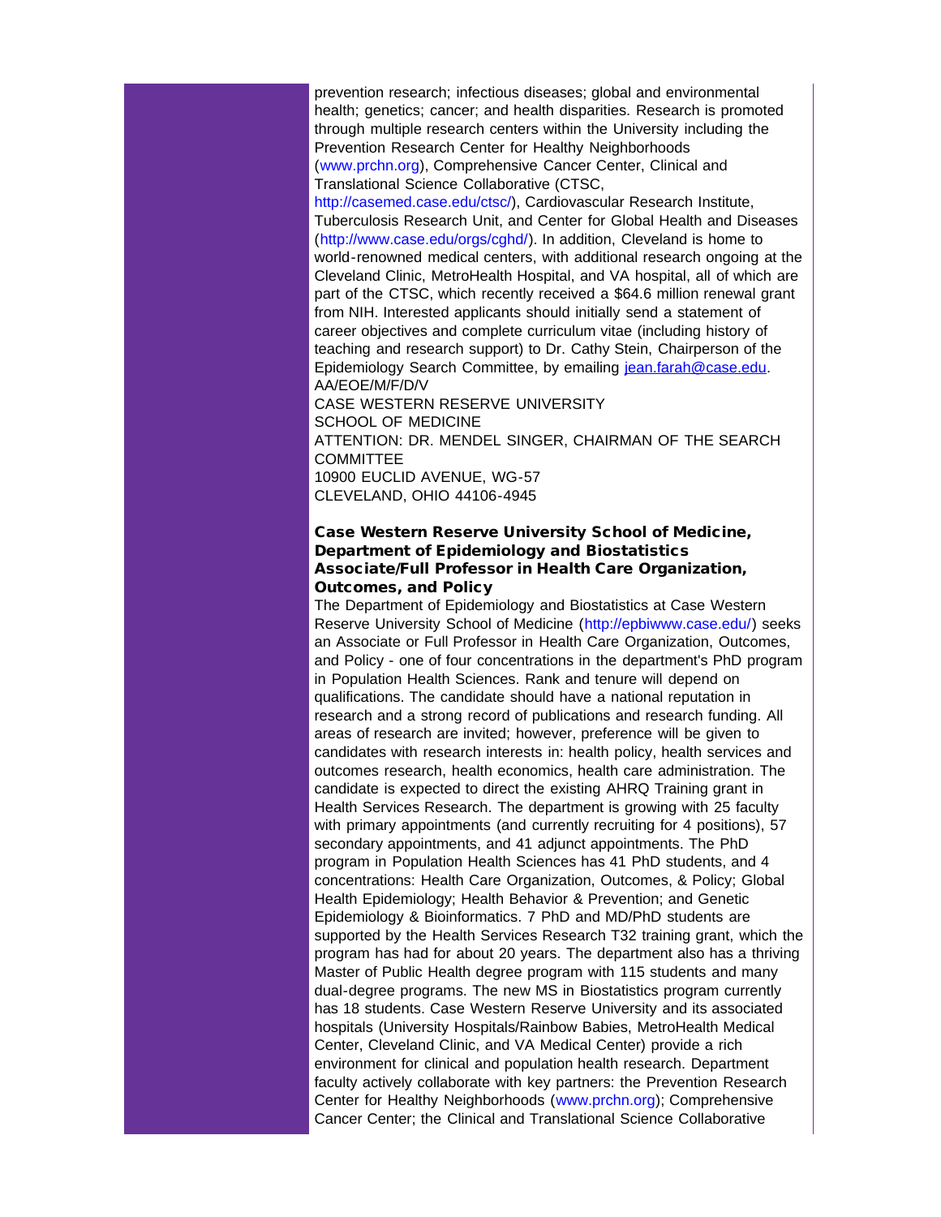prevention research; infectious diseases; global and environmental health; genetics; cancer; and health disparities. Research is promoted through multiple research centers within the University including the Prevention Research Center for Healthy Neighborhoods (www.prchn.org), Comprehensive Cancer Center, Clinical and Translational Science Collaborative (CTSC, http://casemed.case.edu/ctsc/), Cardiovascular Research Institute, Tuberculosis Research Unit, and Center for Global Health and Diseases (http://www.case.edu/orgs/cghd/). In addition, Cleveland is home to world-renowned medical centers, with additional research ongoing at the Cleveland Clinic, MetroHealth Hospital, and VA hospital, all of which are part of the CTSC, which recently received a $64.6 million renewal grant from NIH. Interested applicants should initially send a statement of career objectives and complete curriculum vitae (including history of teaching and research support) to Dr. Cathy Stein, Chairperson of the Epidemiology Search Committee, by emailing jean.farah@case.edu.
AA/EOE/M/F/D/V
CASE WESTERN RESERVE UNIVERSITY
SCHOOL OF MEDICINE
ATTENTION: DR. MENDEL SINGER, CHAIRMAN OF THE SEARCH COMMITTEE
10900 EUCLID AVENUE, WG-57
CLEVELAND, OHIO 44106-4945

**Case Western Reserve University School of Medicine, Department of Epidemiology and Biostatistics Associate/Full Professor in Health Care Organization, Outcomes, and Policy**

The Department of Epidemiology and Biostatistics at Case Western Reserve University School of Medicine (http://epbiwww.case.edu/) seeks an Associate or Full Professor in Health Care Organization, Outcomes, and Policy - one of four concentrations in the department's PhD program in Population Health Sciences. Rank and tenure will depend on qualifications. The candidate should have a national reputation in research and a strong record of publications and research funding. All areas of research are invited; however, preference will be given to candidates with research interests in: health policy, health services and outcomes research, health economics, health care administration. The candidate is expected to direct the existing AHRQ Training grant in Health Services Research. The department is growing with 25 faculty with primary appointments (and currently recruiting for 4 positions), 57 secondary appointments, and 41 adjunct appointments. The PhD program in Population Health Sciences has 41 PhD students, and 4 concentrations: Health Care Organization, Outcomes, & Policy; Global Health Epidemiology; Health Behavior & Prevention; and Genetic Epidemiology & Bioinformatics. 7 PhD and MD/PhD students are supported by the Health Services Research T32 training grant, which the program has had for about 20 years. The department also has a thriving Master of Public Health degree program with 115 students and many dual-degree programs. The new MS in Biostatistics program currently has 18 students. Case Western Reserve University and its associated hospitals (University Hospitals/Rainbow Babies, MetroHealth Medical Center, Cleveland Clinic, and VA Medical Center) provide a rich environment for clinical and population health research. Department faculty actively collaborate with key partners: the Prevention Research Center for Healthy Neighborhoods (www.prchn.org); Comprehensive Cancer Center; the Clinical and Translational Science Collaborative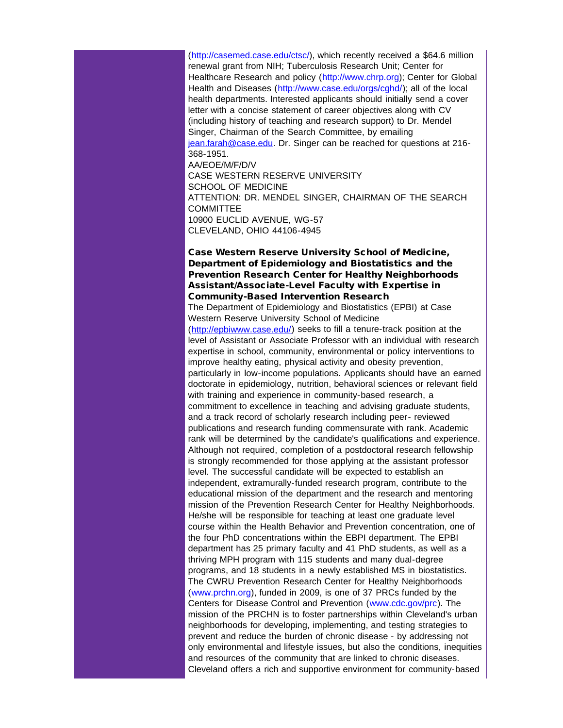(http://casemed.case.edu/ctsc/), which recently received a $64.6 million renewal grant from NIH; Tuberculosis Research Unit; Center for Healthcare Research and policy (http://www.chrp.org); Center for Global Health and Diseases (http://www.case.edu/orgs/cghd/); all of the local health departments. Interested applicants should initially send a cover letter with a concise statement of career objectives along with CV (including history of teaching and research support) to Dr. Mendel Singer, Chairman of the Search Committee, by emailing jean.farah@case.edu. Dr. Singer can be reached for questions at 216-368-1951.

AA/EOE/M/F/D/V

CASE WESTERN RESERVE UNIVERSITY
SCHOOL OF MEDICINE
ATTENTION: DR. MENDEL SINGER, CHAIRMAN OF THE SEARCH COMMITTEE
10900 EUCLID AVENUE, WG-57
CLEVELAND, OHIO 44106-4945

**Case Western Reserve University School of Medicine, Department of Epidemiology and Biostatistics and the Prevention Research Center for Healthy Neighborhoods Assistant/Associate-Level Faculty with Expertise in Community-Based Intervention Research**

The Department of Epidemiology and Biostatistics (EPBI) at Case Western Reserve University School of Medicine (http://epbiwww.case.edu/) seeks to fill a tenure-track position at the level of Assistant or Associate Professor with an individual with research expertise in school, community, environmental or policy interventions to improve healthy eating, physical activity and obesity prevention, particularly in low-income populations. Applicants should have an earned doctorate in epidemiology, nutrition, behavioral sciences or relevant field with training and experience in community-based research, a commitment to excellence in teaching and advising graduate students, and a track record of scholarly research including peer- reviewed publications and research funding commensurate with rank. Academic rank will be determined by the candidate's qualifications and experience. Although not required, completion of a postdoctoral research fellowship is strongly recommended for those applying at the assistant professor level. The successful candidate will be expected to establish an independent, extramurally-funded research program, contribute to the educational mission of the department and the research and mentoring mission of the Prevention Research Center for Healthy Neighborhoods. He/she will be responsible for teaching at least one graduate level course within the Health Behavior and Prevention concentration, one of the four PhD concentrations within the EBPI department. The EPBI department has 25 primary faculty and 41 PhD students, as well as a thriving MPH program with 115 students and many dual-degree programs, and 18 students in a newly established MS in biostatistics. The CWRU Prevention Research Center for Healthy Neighborhoods (www.prchn.org), funded in 2009, is one of 37 PRCs funded by the Centers for Disease Control and Prevention (www.cdc.gov/prc). The mission of the PRCHN is to foster partnerships within Cleveland's urban neighborhoods for developing, implementing, and testing strategies to prevent and reduce the burden of chronic disease - by addressing not only environmental and lifestyle issues, but also the conditions, inequities and resources of the community that are linked to chronic diseases. Cleveland offers a rich and supportive environment for community-based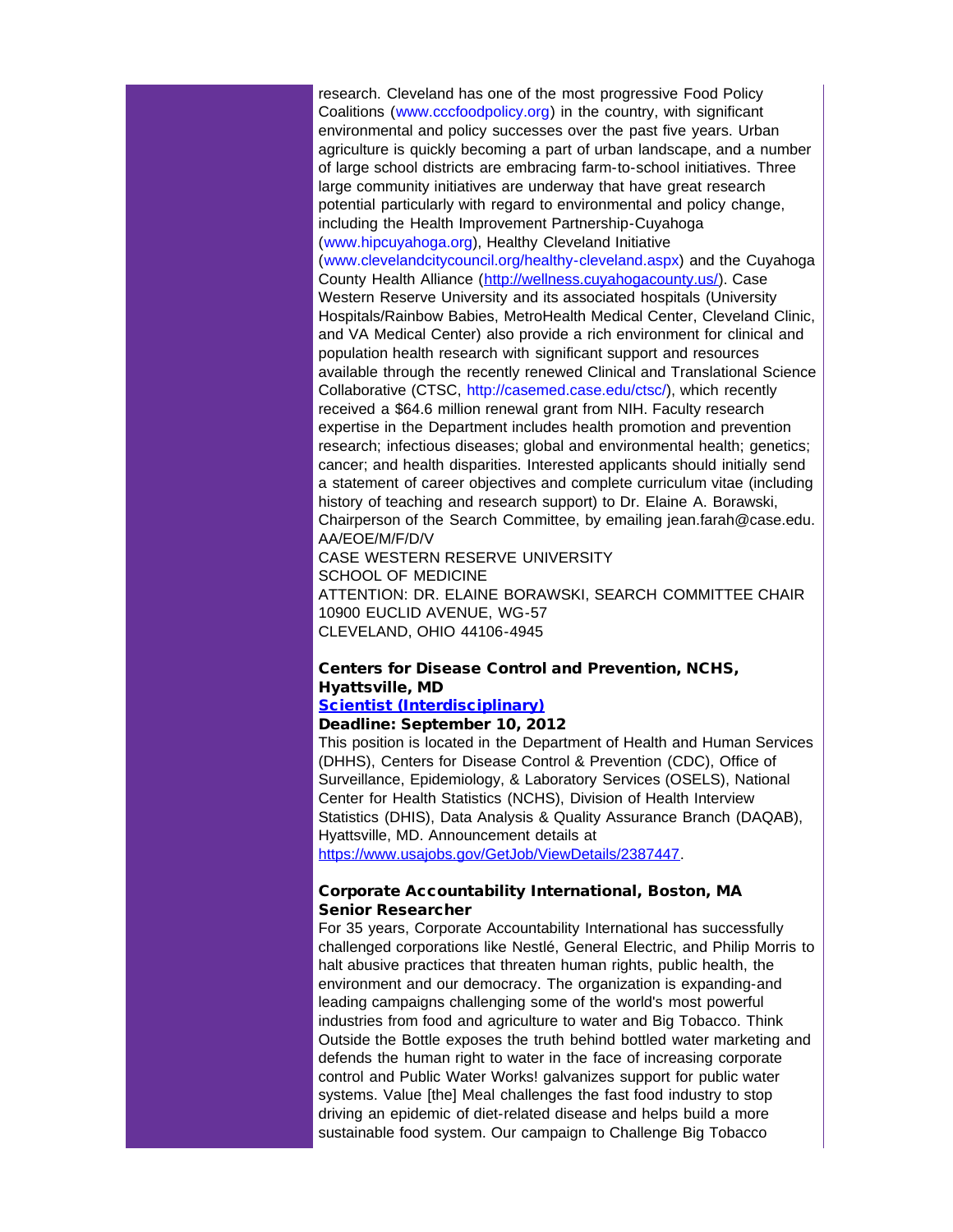research. Cleveland has one of the most progressive Food Policy Coalitions (www.cccfoodpolicy.org) in the country, with significant environmental and policy successes over the past five years. Urban agriculture is quickly becoming a part of urban landscape, and a number of large school districts are embracing farm-to-school initiatives. Three large community initiatives are underway that have great research potential particularly with regard to environmental and policy change, including the Health Improvement Partnership-Cuyahoga (www.hipcuyahoga.org), Healthy Cleveland Initiative (www.clevelandcitycouncil.org/healthy-cleveland.aspx) and the Cuyahoga County Health Alliance (http://wellness.cuyahogacounty.us/). Case Western Reserve University and its associated hospitals (University Hospitals/Rainbow Babies, MetroHealth Medical Center, Cleveland Clinic, and VA Medical Center) also provide a rich environment for clinical and population health research with significant support and resources available through the recently renewed Clinical and Translational Science Collaborative (CTSC, http://casemed.case.edu/ctsc/), which recently received a $64.6 million renewal grant from NIH. Faculty research expertise in the Department includes health promotion and prevention research; infectious diseases; global and environmental health; genetics; cancer; and health disparities. Interested applicants should initially send a statement of career objectives and complete curriculum vitae (including history of teaching and research support) to Dr. Elaine A. Borawski, Chairperson of the Search Committee, by emailing jean.farah@case.edu. AA/EOE/M/F/D/V

CASE WESTERN RESERVE UNIVERSITY
SCHOOL OF MEDICINE
ATTENTION: DR. ELAINE BORAWSKI, SEARCH COMMITTEE CHAIR
10900 EUCLID AVENUE, WG-57
CLEVELAND, OHIO 44106-4945

**Centers for Disease Control and Prevention, NCHS, Hyattsville, MD**
**Scientist (Interdisciplinary)**
**Deadline: September 10, 2012**

This position is located in the Department of Health and Human Services (DHHS), Centers for Disease Control & Prevention (CDC), Office of Surveillance, Epidemiology, & Laboratory Services (OSELS), National Center for Health Statistics (NCHS), Division of Health Interview Statistics (DHIS), Data Analysis & Quality Assurance Branch (DAQAB), Hyattsville, MD. Announcement details at https://www.usajobs.gov/GetJob/ViewDetails/2387447.

**Corporate Accountability International, Boston, MA**
**Senior Researcher**

For 35 years, Corporate Accountability International has successfully challenged corporations like Nestlé, General Electric, and Philip Morris to halt abusive practices that threaten human rights, public health, the environment and our democracy. The organization is expanding-and leading campaigns challenging some of the world's most powerful industries from food and agriculture to water and Big Tobacco. Think Outside the Bottle exposes the truth behind bottled water marketing and defends the human right to water in the face of increasing corporate control and Public Water Works! galvanizes support for public water systems. Value [the] Meal challenges the fast food industry to stop driving an epidemic of diet-related disease and helps build a more sustainable food system. Our campaign to Challenge Big Tobacco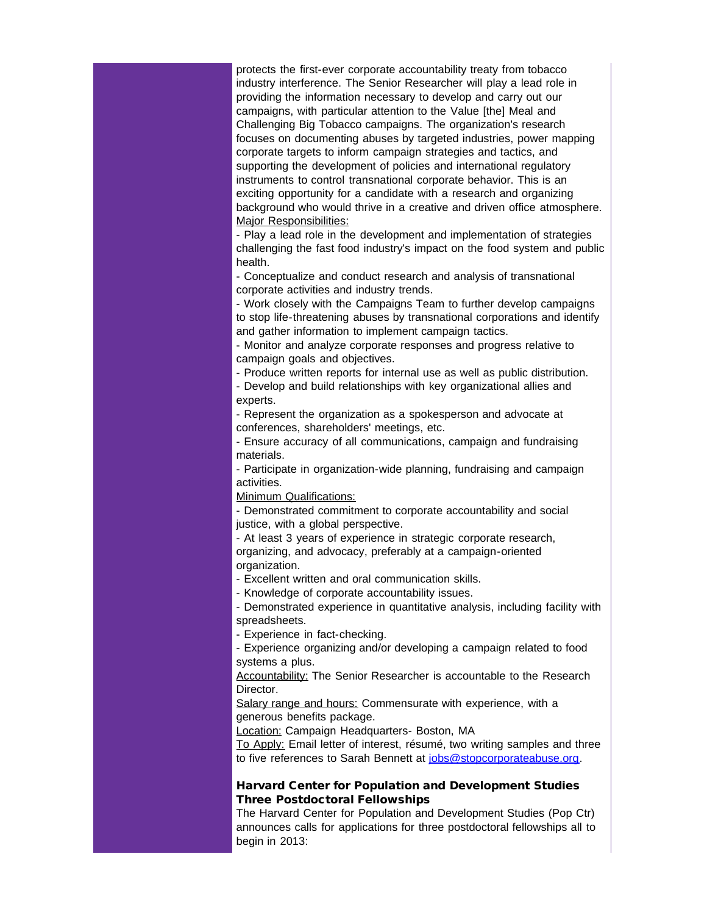protects the first-ever corporate accountability treaty from tobacco industry interference. The Senior Researcher will play a lead role in providing the information necessary to develop and carry out our campaigns, with particular attention to the Value [the] Meal and Challenging Big Tobacco campaigns. The organization's research focuses on documenting abuses by targeted industries, power mapping corporate targets to inform campaign strategies and tactics, and supporting the development of policies and international regulatory instruments to control transnational corporate behavior. This is an exciting opportunity for a candidate with a research and organizing background who would thrive in a creative and driven office atmosphere.

Major Responsibilities:

- Play a lead role in the development and implementation of strategies challenging the fast food industry's impact on the food system and public health.
- Conceptualize and conduct research and analysis of transnational corporate activities and industry trends.
- Work closely with the Campaigns Team to further develop campaigns to stop life-threatening abuses by transnational corporations and identify and gather information to implement campaign tactics.
- Monitor and analyze corporate responses and progress relative to campaign goals and objectives.
- Produce written reports for internal use as well as public distribution.
- Develop and build relationships with key organizational allies and experts.
- Represent the organization as a spokesperson and advocate at conferences, shareholders' meetings, etc.
- Ensure accuracy of all communications, campaign and fundraising materials.
- Participate in organization-wide planning, fundraising and campaign activities.

Minimum Qualifications:

- Demonstrated commitment to corporate accountability and social justice, with a global perspective.
- At least 3 years of experience in strategic corporate research, organizing, and advocacy, preferably at a campaign-oriented organization.
- Excellent written and oral communication skills.
- Knowledge of corporate accountability issues.
- Demonstrated experience in quantitative analysis, including facility with spreadsheets.
- Experience in fact-checking.
- Experience organizing and/or developing a campaign related to food systems a plus.

Accountability: The Senior Researcher is accountable to the Research Director.

Salary range and hours: Commensurate with experience, with a generous benefits package.

Location: Campaign Headquarters- Boston, MA

To Apply: Email letter of interest, résumé, two writing samples and three to five references to Sarah Bennett at jobs@stopcorporateabuse.org.

**Harvard Center for Population and Development Studies Three Postdoctoral Fellowships**

The Harvard Center for Population and Development Studies (Pop Ctr) announces calls for applications for three postdoctoral fellowships all to begin in 2013: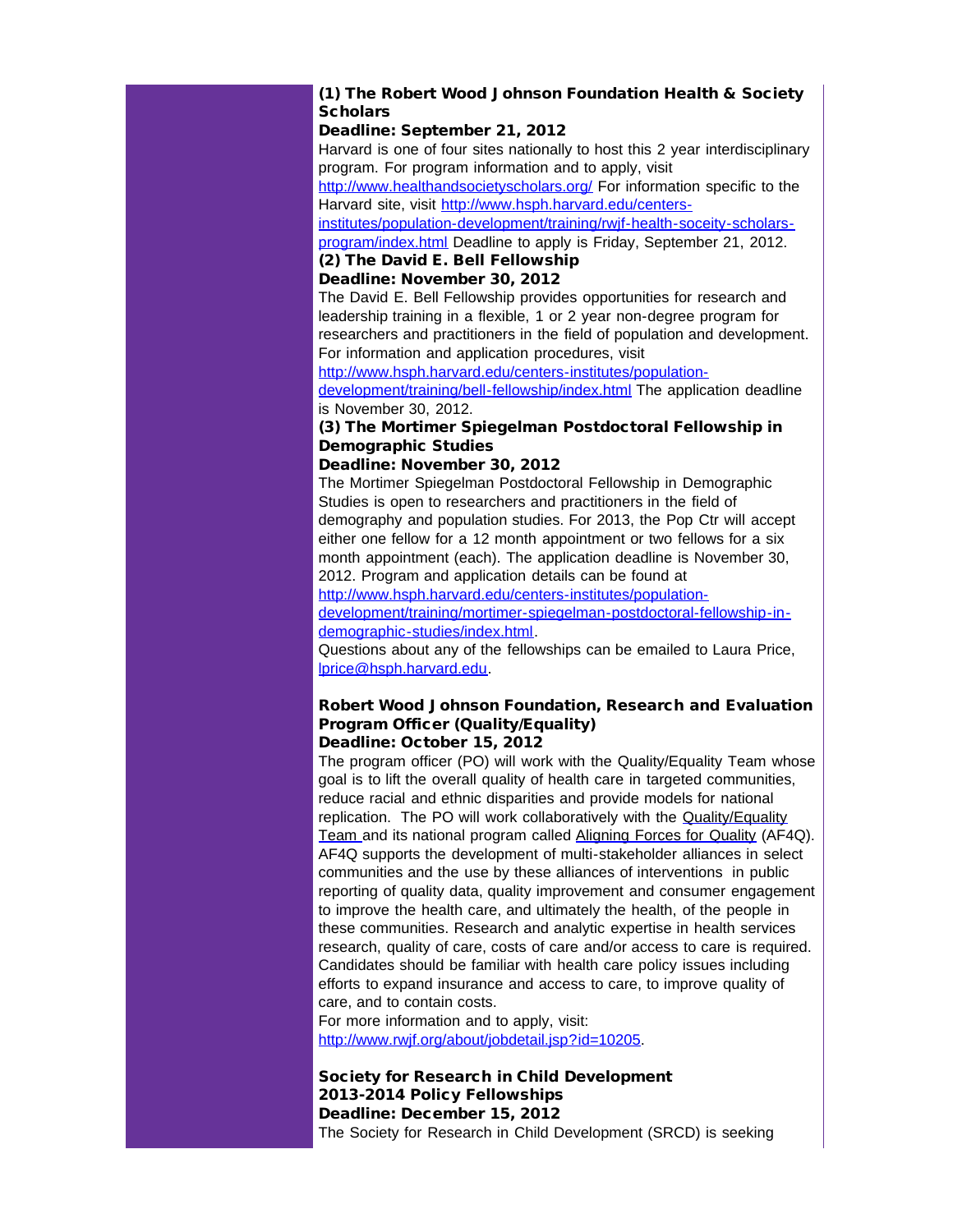**(1) The Robert Wood Johnson Foundation Health & Society Scholars**
**Deadline: September 21, 2012**

Harvard is one of four sites nationally to host this 2 year interdisciplinary program. For program information and to apply, visit http://www.healthandsocietyscholars.org/ For information specific to the Harvard site, visit http://www.hsph.harvard.edu/centers-institutes/population-development/training/rwjf-health-soceity-scholars-program/index.html Deadline to apply is Friday, September 21, 2012.

**(2) The David E. Bell Fellowship**
**Deadline: November 30, 2012**

The David E. Bell Fellowship provides opportunities for research and leadership training in a flexible, 1 or 2 year non-degree program for researchers and practitioners in the field of population and development. For information and application procedures, visit http://www.hsph.harvard.edu/centers-institutes/population-development/training/bell-fellowship/index.html The application deadline is November 30, 2012.

**(3) The Mortimer Spiegelman Postdoctoral Fellowship in Demographic Studies**
**Deadline: November 30, 2012**

The Mortimer Spiegelman Postdoctoral Fellowship in Demographic Studies is open to researchers and practitioners in the field of demography and population studies. For 2013, the Pop Ctr will accept either one fellow for a 12 month appointment or two fellows for a six month appointment (each). The application deadline is November 30, 2012. Program and application details can be found at http://www.hsph.harvard.edu/centers-institutes/population-development/training/mortimer-spiegelman-postdoctoral-fellowship-in-demographic-studies/index.html.

Questions about any of the fellowships can be emailed to Laura Price, lprice@hsph.harvard.edu.

**Robert Wood Johnson Foundation, Research and Evaluation Program Officer (Quality/Equality)**
**Deadline: October 15, 2012**

The program officer (PO) will work with the Quality/Equality Team whose goal is to lift the overall quality of health care in targeted communities, reduce racial and ethnic disparities and provide models for national replication. The PO will work collaboratively with the Quality/Equality Team and its national program called Aligning Forces for Quality (AF4Q). AF4Q supports the development of multi-stakeholder alliances in select communities and the use by these alliances of interventions in public reporting of quality data, quality improvement and consumer engagement to improve the health care, and ultimately the health, of the people in these communities. Research and analytic expertise in health services research, quality of care, costs of care and/or access to care is required. Candidates should be familiar with health care policy issues including efforts to expand insurance and access to care, to improve quality of care, and to contain costs.

For more information and to apply, visit: http://www.rwjf.org/about/jobdetail.jsp?id=10205.

**Society for Research in Child Development 2013-2014 Policy Fellowships**
**Deadline: December 15, 2012**

The Society for Research in Child Development (SRCD) is seeking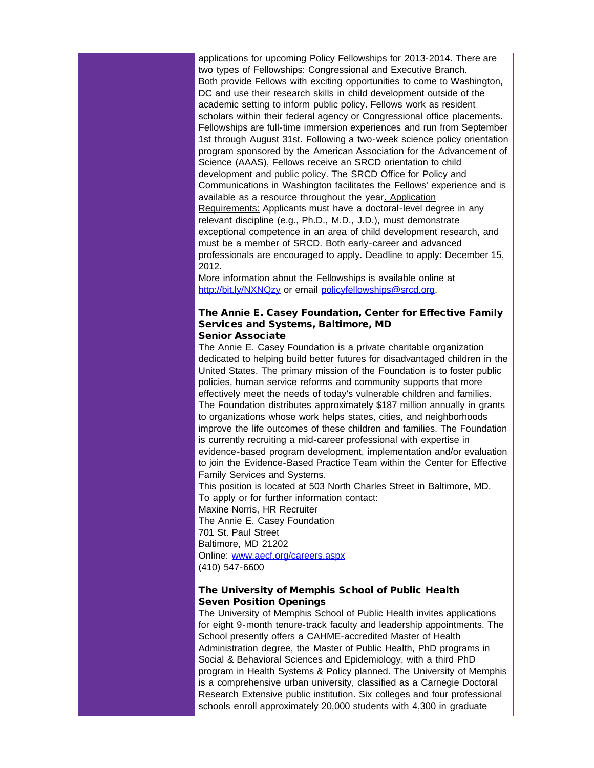applications for upcoming Policy Fellowships for 2013-2014. There are two types of Fellowships: Congressional and Executive Branch.
Both provide Fellows with exciting opportunities to come to Washington, DC and use their research skills in child development outside of the academic setting to inform public policy. Fellows work as resident scholars within their federal agency or Congressional office placements. Fellowships are full-time immersion experiences and run from September 1st through August 31st. Following a two-week science policy orientation program sponsored by the American Association for the Advancement of Science (AAAS), Fellows receive an SRCD orientation to child development and public policy. The SRCD Office for Policy and Communications in Washington facilitates the Fellows' experience and is available as a resource throughout the year. Application Requirements: Applicants must have a doctoral-level degree in any relevant discipline (e.g., Ph.D., M.D., J.D.), must demonstrate exceptional competence in an area of child development research, and must be a member of SRCD. Both early-career and advanced professionals are encouraged to apply. Deadline to apply: December 15, 2012.
More information about the Fellowships is available online at http://bit.ly/NXNQzy or email policyfellowships@srcd.org.

### The Annie E. Casey Foundation, Center for Effective Family Services and Systems, Baltimore, MD
### Senior Associate

The Annie E. Casey Foundation is a private charitable organization dedicated to helping build better futures for disadvantaged children in the United States. The primary mission of the Foundation is to foster public policies, human service reforms and community supports that more effectively meet the needs of today's vulnerable children and families. The Foundation distributes approximately $187 million annually in grants to organizations whose work helps states, cities, and neighborhoods improve the life outcomes of these children and families. The Foundation is currently recruiting a mid-career professional with expertise in evidence-based program development, implementation and/or evaluation to join the Evidence-Based Practice Team within the Center for Effective Family Services and Systems.
This position is located at 503 North Charles Street in Baltimore, MD.
To apply or for further information contact:
Maxine Norris, HR Recruiter
The Annie E. Casey Foundation
701 St. Paul Street
Baltimore, MD 21202
Online: www.aecf.org/careers.aspx
(410) 547-6600

### The University of Memphis School of Public Health
### Seven Position Openings

The University of Memphis School of Public Health invites applications for eight 9-month tenure-track faculty and leadership appointments. The School presently offers a CAHME-accredited Master of Health Administration degree, the Master of Public Health, PhD programs in Social & Behavioral Sciences and Epidemiology, with a third PhD program in Health Systems & Policy planned. The University of Memphis is a comprehensive urban university, classified as a Carnegie Doctoral Research Extensive public institution. Six colleges and four professional schools enroll approximately 20,000 students with 4,300 in graduate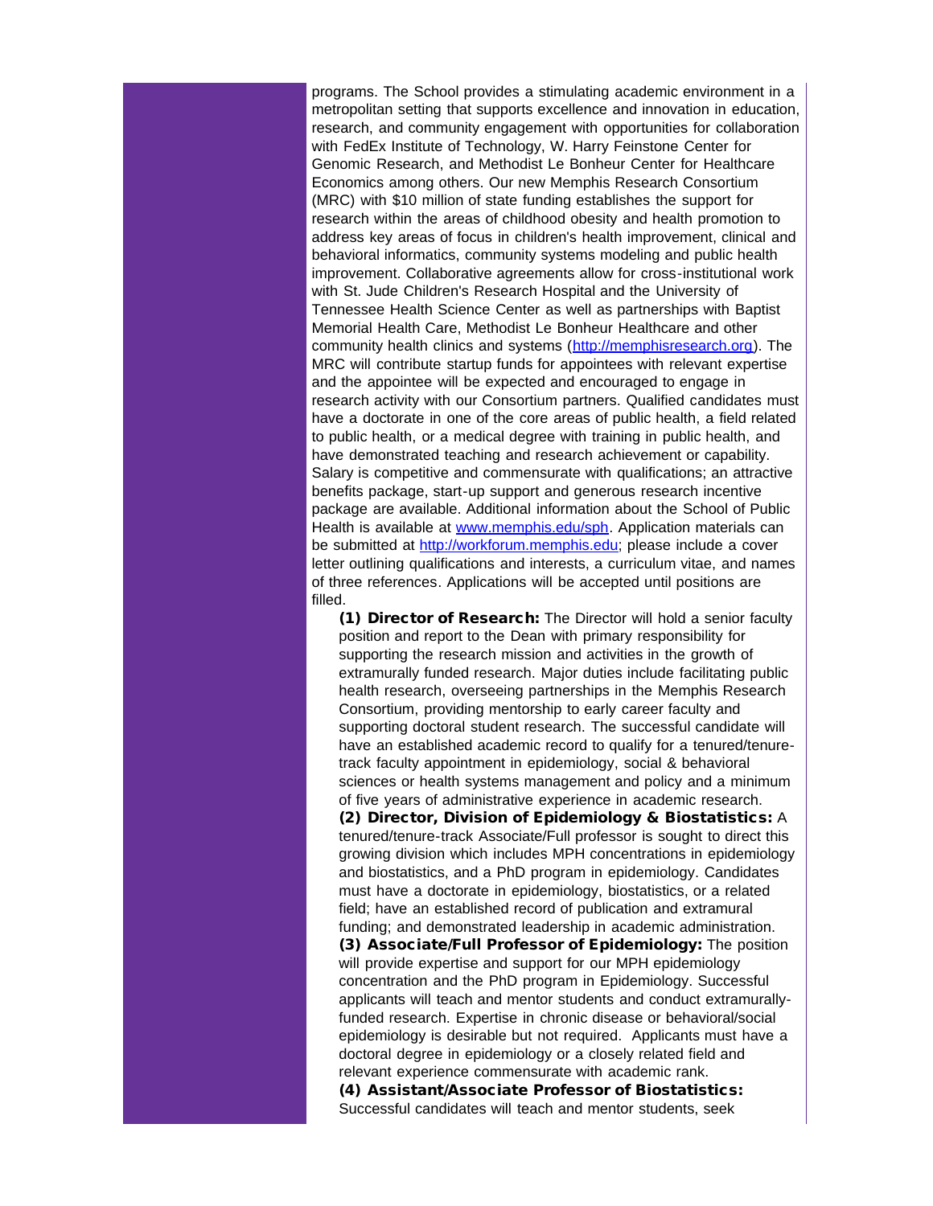programs. The School provides a stimulating academic environment in a metropolitan setting that supports excellence and innovation in education, research, and community engagement with opportunities for collaboration with FedEx Institute of Technology, W. Harry Feinstone Center for Genomic Research, and Methodist Le Bonheur Center for Healthcare Economics among others. Our new Memphis Research Consortium (MRC) with $10 million of state funding establishes the support for research within the areas of childhood obesity and health promotion to address key areas of focus in children's health improvement, clinical and behavioral informatics, community systems modeling and public health improvement. Collaborative agreements allow for cross-institutional work with St. Jude Children's Research Hospital and the University of Tennessee Health Science Center as well as partnerships with Baptist Memorial Health Care, Methodist Le Bonheur Healthcare and other community health clinics and systems (http://memphisresearch.org). The MRC will contribute startup funds for appointees with relevant expertise and the appointee will be expected and encouraged to engage in research activity with our Consortium partners. Qualified candidates must have a doctorate in one of the core areas of public health, a field related to public health, or a medical degree with training in public health, and have demonstrated teaching and research achievement or capability. Salary is competitive and commensurate with qualifications; an attractive benefits package, start-up support and generous research incentive package are available. Additional information about the School of Public Health is available at www.memphis.edu/sph. Application materials can be submitted at http://workforum.memphis.edu; please include a cover letter outlining qualifications and interests, a curriculum vitae, and names of three references. Applications will be accepted until positions are filled.

**(1) Director of Research:** The Director will hold a senior faculty position and report to the Dean with primary responsibility for supporting the research mission and activities in the growth of extramurally funded research. Major duties include facilitating public health research, overseeing partnerships in the Memphis Research Consortium, providing mentorship to early career faculty and supporting doctoral student research. The successful candidate will have an established academic record to qualify for a tenured/tenure-track faculty appointment in epidemiology, social & behavioral sciences or health systems management and policy and a minimum of five years of administrative experience in academic research.

**(2) Director, Division of Epidemiology & Biostatistics:** A tenured/tenure-track Associate/Full professor is sought to direct this growing division which includes MPH concentrations in epidemiology and biostatistics, and a PhD program in epidemiology. Candidates must have a doctorate in epidemiology, biostatistics, or a related field; have an established record of publication and extramural funding; and demonstrated leadership in academic administration.

**(3) Associate/Full Professor of Epidemiology:** The position will provide expertise and support for our MPH epidemiology concentration and the PhD program in Epidemiology. Successful applicants will teach and mentor students and conduct extramurally-funded research. Expertise in chronic disease or behavioral/social epidemiology is desirable but not required. Applicants must have a doctoral degree in epidemiology or a closely related field and relevant experience commensurate with academic rank.

**(4) Assistant/Associate Professor of Biostatistics:** Successful candidates will teach and mentor students, seek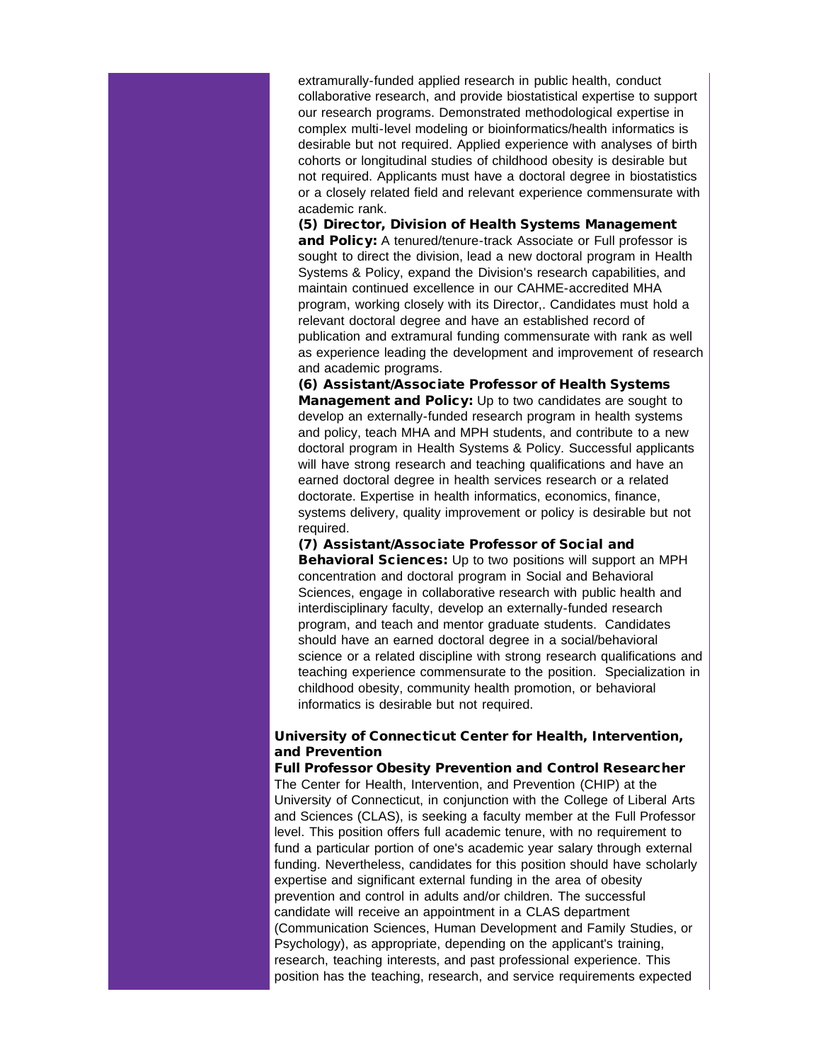extramurally-funded applied research in public health, conduct collaborative research, and provide biostatistical expertise to support our research programs. Demonstrated methodological expertise in complex multi-level modeling or bioinformatics/health informatics is desirable but not required. Applied experience with analyses of birth cohorts or longitudinal studies of childhood obesity is desirable but not required. Applicants must have a doctoral degree in biostatistics or a closely related field and relevant experience commensurate with academic rank.

**(5) Director, Division of Health Systems Management and Policy:** A tenured/tenure-track Associate or Full professor is sought to direct the division, lead a new doctoral program in Health Systems & Policy, expand the Division's research capabilities, and maintain continued excellence in our CAHME-accredited MHA program, working closely with its Director,. Candidates must hold a relevant doctoral degree and have an established record of publication and extramural funding commensurate with rank as well as experience leading the development and improvement of research and academic programs.

**(6) Assistant/Associate Professor of Health Systems Management and Policy:** Up to two candidates are sought to develop an externally-funded research program in health systems and policy, teach MHA and MPH students, and contribute to a new doctoral program in Health Systems & Policy. Successful applicants will have strong research and teaching qualifications and have an earned doctoral degree in health services research or a related doctorate. Expertise in health informatics, economics, finance, systems delivery, quality improvement or policy is desirable but not required.

**(7) Assistant/Associate Professor of Social and Behavioral Sciences:** Up to two positions will support an MPH concentration and doctoral program in Social and Behavioral Sciences, engage in collaborative research with public health and interdisciplinary faculty, develop an externally-funded research program, and teach and mentor graduate students. Candidates should have an earned doctoral degree in a social/behavioral science or a related discipline with strong research qualifications and teaching experience commensurate to the position. Specialization in childhood obesity, community health promotion, or behavioral informatics is desirable but not required.

**University of Connecticut Center for Health, Intervention, and Prevention**

**Full Professor Obesity Prevention and Control Researcher**

The Center for Health, Intervention, and Prevention (CHIP) at the University of Connecticut, in conjunction with the College of Liberal Arts and Sciences (CLAS), is seeking a faculty member at the Full Professor level. This position offers full academic tenure, with no requirement to fund a particular portion of one's academic year salary through external funding. Nevertheless, candidates for this position should have scholarly expertise and significant external funding in the area of obesity prevention and control in adults and/or children. The successful candidate will receive an appointment in a CLAS department (Communication Sciences, Human Development and Family Studies, or Psychology), as appropriate, depending on the applicant's training, research, teaching interests, and past professional experience. This position has the teaching, research, and service requirements expected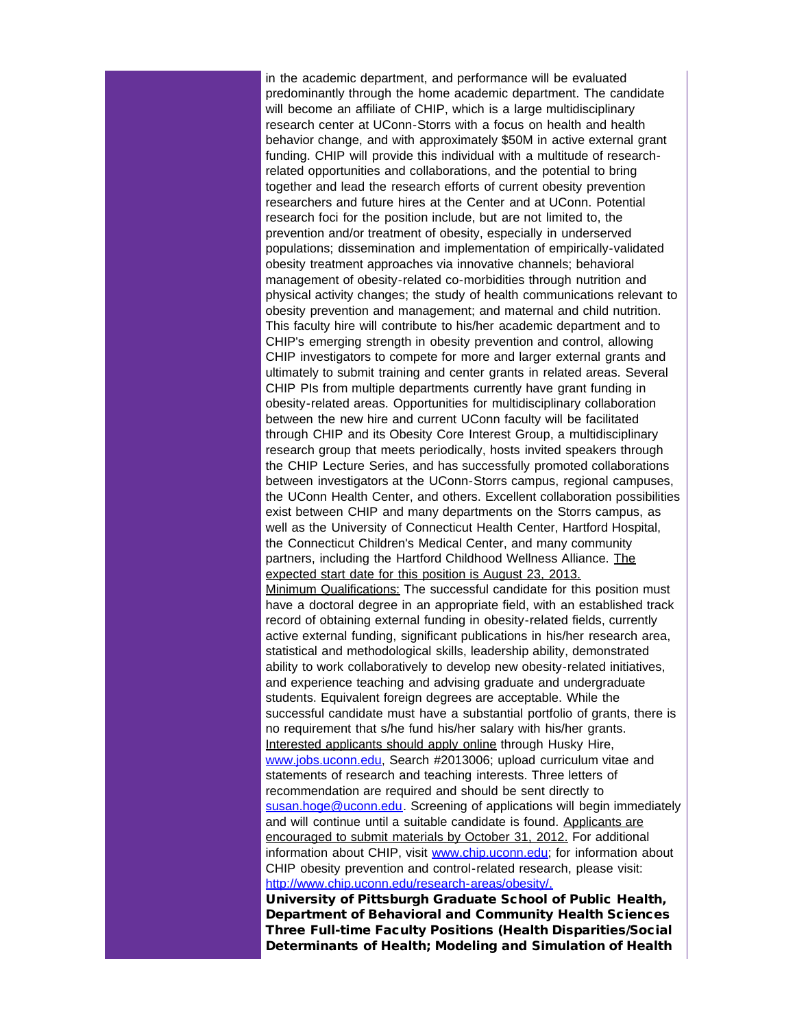in the academic department, and performance will be evaluated predominantly through the home academic department. The candidate will become an affiliate of CHIP, which is a large multidisciplinary research center at UConn-Storrs with a focus on health and health behavior change, and with approximately $50M in active external grant funding. CHIP will provide this individual with a multitude of research-related opportunities and collaborations, and the potential to bring together and lead the research efforts of current obesity prevention researchers and future hires at the Center and at UConn. Potential research foci for the position include, but are not limited to, the prevention and/or treatment of obesity, especially in underserved populations; dissemination and implementation of empirically-validated obesity treatment approaches via innovative channels; behavioral management of obesity-related co-morbidities through nutrition and physical activity changes; the study of health communications relevant to obesity prevention and management; and maternal and child nutrition. This faculty hire will contribute to his/her academic department and to CHIP's emerging strength in obesity prevention and control, allowing CHIP investigators to compete for more and larger external grants and ultimately to submit training and center grants in related areas. Several CHIP PIs from multiple departments currently have grant funding in obesity-related areas. Opportunities for multidisciplinary collaboration between the new hire and current UConn faculty will be facilitated through CHIP and its Obesity Core Interest Group, a multidisciplinary research group that meets periodically, hosts invited speakers through the CHIP Lecture Series, and has successfully promoted collaborations between investigators at the UConn-Storrs campus, regional campuses, the UConn Health Center, and others. Excellent collaboration possibilities exist between CHIP and many departments on the Storrs campus, as well as the University of Connecticut Health Center, Hartford Hospital, the Connecticut Children's Medical Center, and many community partners, including the Hartford Childhood Wellness Alliance. The expected start date for this position is August 23, 2013.

Minimum Qualifications: The successful candidate for this position must have a doctoral degree in an appropriate field, with an established track record of obtaining external funding in obesity-related fields, currently active external funding, significant publications in his/her research area, statistical and methodological skills, leadership ability, demonstrated ability to work collaboratively to develop new obesity-related initiatives, and experience teaching and advising graduate and undergraduate students. Equivalent foreign degrees are acceptable. While the successful candidate must have a substantial portfolio of grants, there is no requirement that s/he fund his/her salary with his/her grants.

Interested applicants should apply online through Husky Hire, [www.jobs.uconn.edu](www.jobs.uconn.edu), Search #2013006; upload curriculum vitae and statements of research and teaching interests. Three letters of recommendation are required and should be sent directly to [susan.hoge@uconn.edu](mailto:susan.hoge@uconn.edu). Screening of applications will begin immediately and will continue until a suitable candidate is found. Applicants are encouraged to submit materials by October 31, 2012. For additional information about CHIP, visit [www.chip.uconn.edu](www.chip.uconn.edu); for information about CHIP obesity prevention and control-related research, please visit: [http://www.chip.uconn.edu/research-areas/obesity/.](http://www.chip.uconn.edu/research-areas/obesity/)

**University of Pittsburgh Graduate School of Public Health, Department of Behavioral and Community Health Sciences Three Full-time Faculty Positions (Health Disparities/Social Determinants of Health; Modeling and Simulation of Health**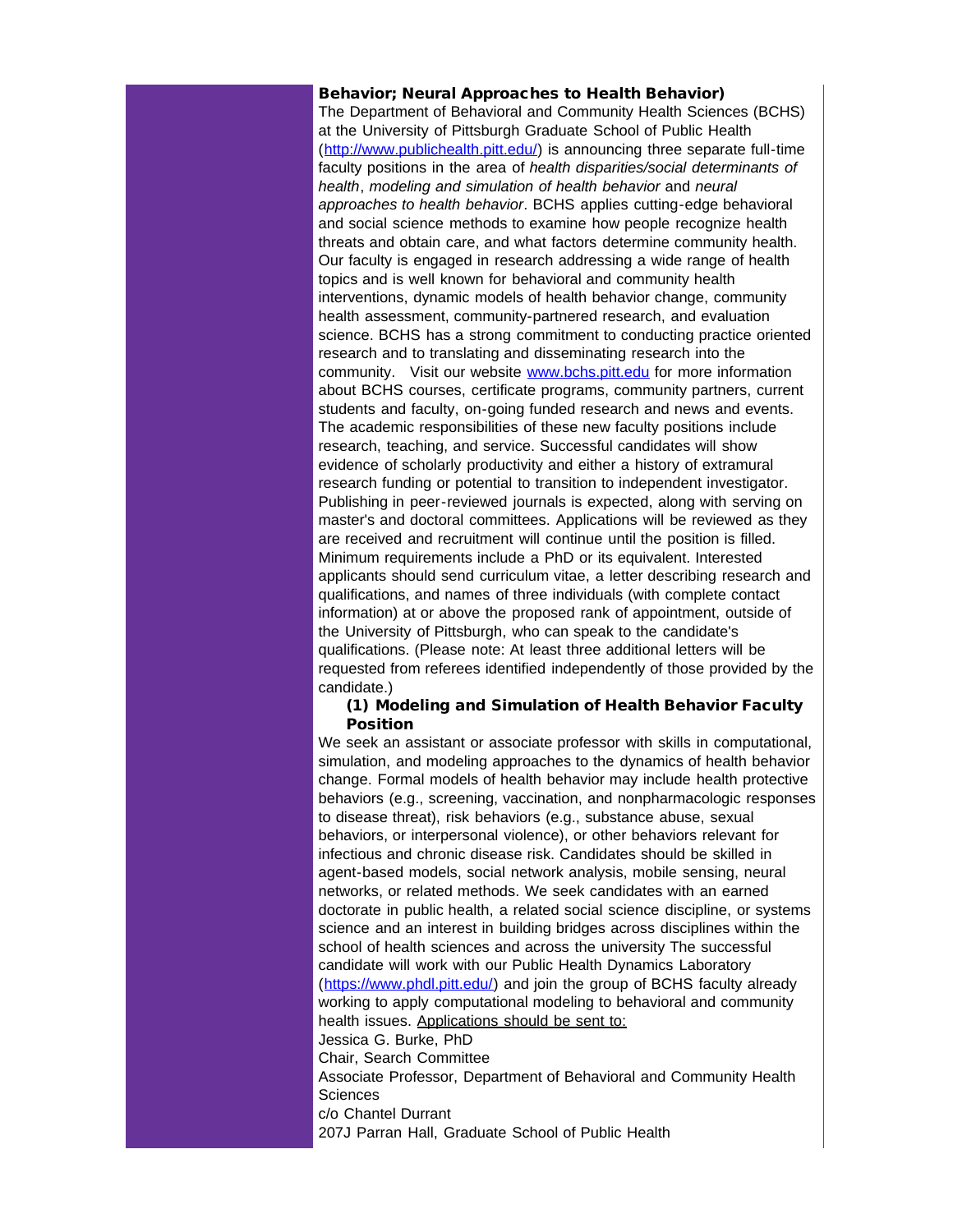**Behavior; Neural Approaches to Health Behavior)**

The Department of Behavioral and Community Health Sciences (BCHS) at the University of Pittsburgh Graduate School of Public Health (http://www.publichealth.pitt.edu/) is announcing three separate full-time faculty positions in the area of *health disparities/social determinants of health*, *modeling and simulation of health behavior* and *neural approaches to health behavior*. BCHS applies cutting-edge behavioral and social science methods to examine how people recognize health threats and obtain care, and what factors determine community health. Our faculty is engaged in research addressing a wide range of health topics and is well known for behavioral and community health interventions, dynamic models of health behavior change, community health assessment, community-partnered research, and evaluation science. BCHS has a strong commitment to conducting practice oriented research and to translating and disseminating research into the community. Visit our website www.bchs.pitt.edu for more information about BCHS courses, certificate programs, community partners, current students and faculty, on-going funded research and news and events. The academic responsibilities of these new faculty positions include research, teaching, and service. Successful candidates will show evidence of scholarly productivity and either a history of extramural research funding or potential to transition to independent investigator. Publishing in peer-reviewed journals is expected, along with serving on master's and doctoral committees. Applications will be reviewed as they are received and recruitment will continue until the position is filled. Minimum requirements include a PhD or its equivalent. Interested applicants should send curriculum vitae, a letter describing research and qualifications, and names of three individuals (with complete contact information) at or above the proposed rank of appointment, outside of the University of Pittsburgh, who can speak to the candidate's qualifications. (Please note: At least three additional letters will be requested from referees identified independently of those provided by the candidate.)

**(1) Modeling and Simulation of Health Behavior Faculty Position**

We seek an assistant or associate professor with skills in computational, simulation, and modeling approaches to the dynamics of health behavior change. Formal models of health behavior may include health protective behaviors (e.g., screening, vaccination, and nonpharmacologic responses to disease threat), risk behaviors (e.g., substance abuse, sexual behaviors, or interpersonal violence), or other behaviors relevant for infectious and chronic disease risk. Candidates should be skilled in agent-based models, social network analysis, mobile sensing, neural networks, or related methods. We seek candidates with an earned doctorate in public health, a related social science discipline, or systems science and an interest in building bridges across disciplines within the school of health sciences and across the university The successful candidate will work with our Public Health Dynamics Laboratory (https://www.phdl.pitt.edu/) and join the group of BCHS faculty already working to apply computational modeling to behavioral and community health issues. Applications should be sent to:

Jessica G. Burke, PhD
Chair, Search Committee
Associate Professor, Department of Behavioral and Community Health Sciences
c/o Chantel Durrant
207J Parran Hall, Graduate School of Public Health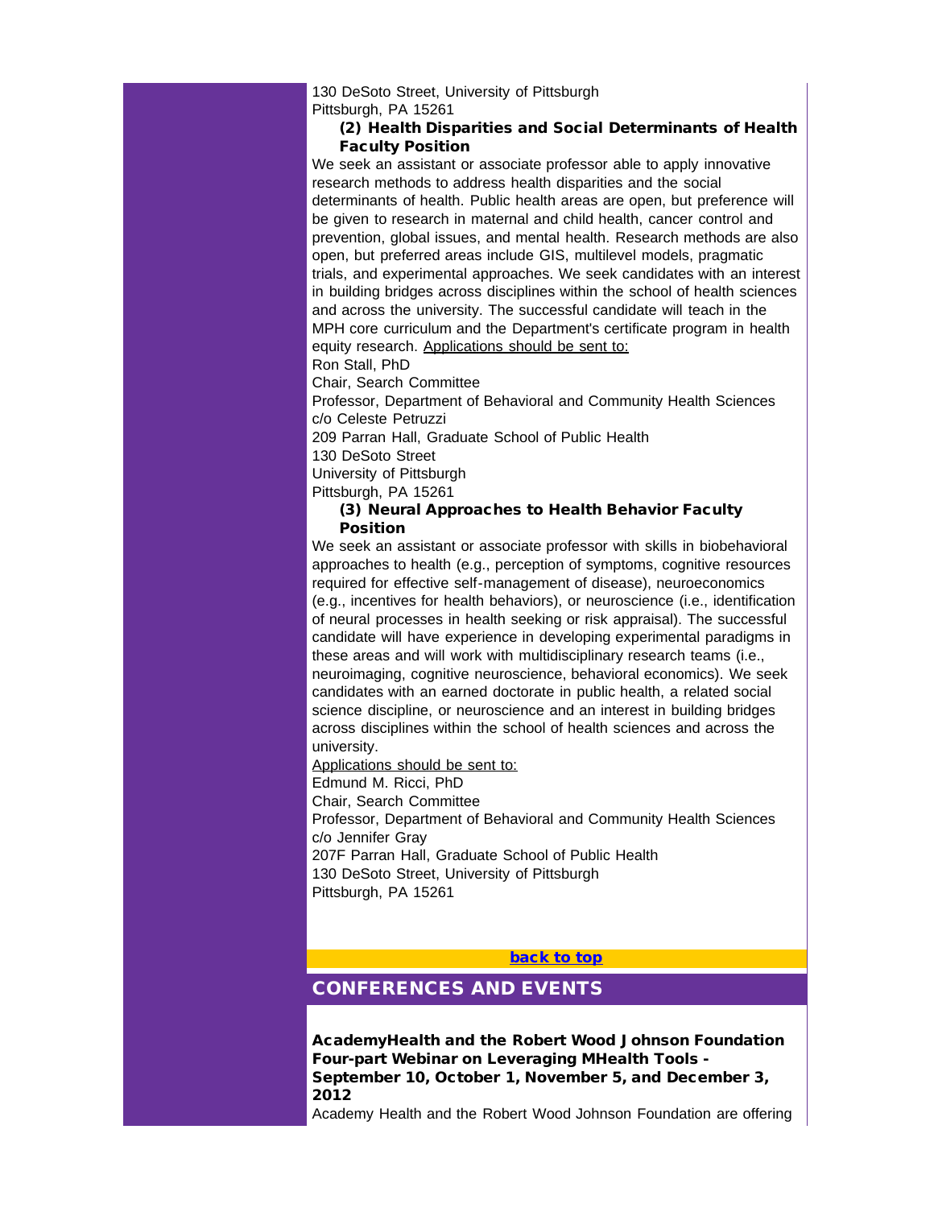130 DeSoto Street, University of Pittsburgh
Pittsburgh, PA 15261

### (2) Health Disparities and Social Determinants of Health Faculty Position

We seek an assistant or associate professor able to apply innovative research methods to address health disparities and the social determinants of health. Public health areas are open, but preference will be given to research in maternal and child health, cancer control and prevention, global issues, and mental health. Research methods are also open, but preferred areas include GIS, multilevel models, pragmatic trials, and experimental approaches. We seek candidates with an interest in building bridges across disciplines within the school of health sciences and across the university. The successful candidate will teach in the MPH core curriculum and the Department's certificate program in health equity research. Applications should be sent to:

Ron Stall, PhD
Chair, Search Committee
Professor, Department of Behavioral and Community Health Sciences
c/o Celeste Petruzzi
209 Parran Hall, Graduate School of Public Health
130 DeSoto Street
University of Pittsburgh
Pittsburgh, PA 15261

### (3) Neural Approaches to Health Behavior Faculty Position

We seek an assistant or associate professor with skills in biobehavioral approaches to health (e.g., perception of symptoms, cognitive resources required for effective self-management of disease), neuroeconomics (e.g., incentives for health behaviors), or neuroscience (i.e., identification of neural processes in health seeking or risk appraisal). The successful candidate will have experience in developing experimental paradigms in these areas and will work with multidisciplinary research teams (i.e., neuroimaging, cognitive neuroscience, behavioral economics). We seek candidates with an earned doctorate in public health, a related social science discipline, or neuroscience and an interest in building bridges across disciplines within the school of health sciences and across the university.

Applications should be sent to:

Edmund M. Ricci, PhD
Chair, Search Committee
Professor, Department of Behavioral and Community Health Sciences
c/o Jennifer Gray
207F Parran Hall, Graduate School of Public Health
130 DeSoto Street, University of Pittsburgh
Pittsburgh, PA 15261

**back to top**

## CONFERENCES AND EVENTS

**AcademyHealth and the Robert Wood Johnson Foundation Four-part Webinar on Leveraging MHealth Tools - September 10, October 1, November 5, and December 3, 2012**

Academy Health and the Robert Wood Johnson Foundation are offering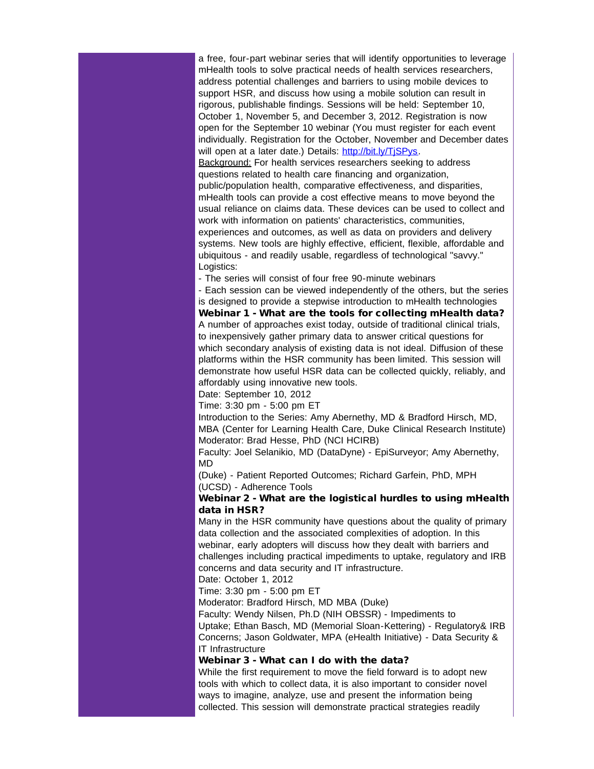a free, four-part webinar series that will identify opportunities to leverage mHealth tools to solve practical needs of health services researchers, address potential challenges and barriers to using mobile devices to support HSR, and discuss how using a mobile solution can result in rigorous, publishable findings. Sessions will be held: September 10, October 1, November 5, and December 3, 2012. Registration is now open for the September 10 webinar (You must register for each event individually. Registration for the October, November and December dates will open at a later date.) Details: [http://bit.ly/TjSPys](http://bit.ly/TjSPys).

Background: For health services researchers seeking to address questions related to health care financing and organization, public/population health, comparative effectiveness, and disparities, mHealth tools can provide a cost effective means to move beyond the usual reliance on claims data. These devices can be used to collect and work with information on patients' characteristics, communities, experiences and outcomes, as well as data on providers and delivery systems. New tools are highly effective, efficient, flexible, affordable and ubiquitous - and readily usable, regardless of technological "savvy."

Logistics:

- The series will consist of four free 90-minute webinars
- Each session can be viewed independently of the others, but the series is designed to provide a stepwise introduction to mHealth technologies

**Webinar 1 - What are the tools for collecting mHealth data?**

A number of approaches exist today, outside of traditional clinical trials, to inexpensively gather primary data to answer critical questions for which secondary analysis of existing data is not ideal. Diffusion of these platforms within the HSR community has been limited. This session will demonstrate how useful HSR data can be collected quickly, reliably, and affordably using innovative new tools.

Date: September 10, 2012

Time: 3:30 pm - 5:00 pm ET

Introduction to the Series: Amy Abernethy, MD & Bradford Hirsch, MD, MBA (Center for Learning Health Care, Duke Clinical Research Institute)

Moderator: Brad Hesse, PhD (NCI HCIRB)

Faculty: Joel Selanikio, MD (DataDyne) - EpiSurveyor; Amy Abernethy, MD (Duke) - Patient Reported Outcomes; Richard Garfein, PhD, MPH (UCSD) - Adherence Tools

**Webinar 2 - What are the logistical hurdles to using mHealth data in HSR?**

Many in the HSR community have questions about the quality of primary data collection and the associated complexities of adoption. In this webinar, early adopters will discuss how they dealt with barriers and challenges including practical impediments to uptake, regulatory and IRB concerns and data security and IT infrastructure.

Date: October 1, 2012

Time: 3:30 pm - 5:00 pm ET

Moderator: Bradford Hirsch, MD MBA (Duke)

Faculty: Wendy Nilsen, Ph.D (NIH OBSSR) - Impediments to Uptake; Ethan Basch, MD (Memorial Sloan-Kettering) - Regulatory& IRB Concerns; Jason Goldwater, MPA (eHealth Initiative) - Data Security & IT Infrastructure

**Webinar 3 - What can I do with the data?**

While the first requirement to move the field forward is to adopt new tools with which to collect data, it is also important to consider novel ways to imagine, analyze, use and present the information being collected. This session will demonstrate practical strategies readily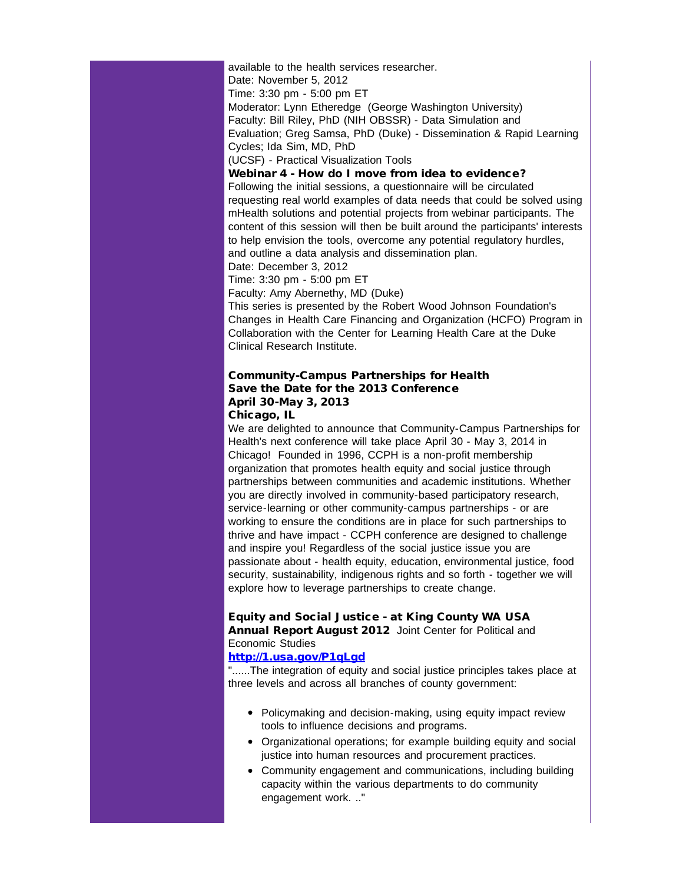available to the health services researcher.
Date: November 5, 2012
Time: 3:30 pm - 5:00 pm ET
Moderator: Lynn Etheredge (George Washington University)
Faculty: Bill Riley, PhD (NIH OBSSR) - Data Simulation and Evaluation; Greg Samsa, PhD (Duke) - Dissemination & Rapid Learning Cycles; Ida Sim, MD, PhD
(UCSF) - Practical Visualization Tools

**Webinar 4 - How do I move from idea to evidence?**
Following the initial sessions, a questionnaire will be circulated requesting real world examples of data needs that could be solved using mHealth solutions and potential projects from webinar participants. The content of this session will then be built around the participants' interests to help envision the tools, overcome any potential regulatory hurdles, and outline a data analysis and dissemination plan.
Date: December 3, 2012
Time: 3:30 pm - 5:00 pm ET
Faculty: Amy Abernethy, MD (Duke)
This series is presented by the Robert Wood Johnson Foundation's Changes in Health Care Financing and Organization (HCFO) Program in Collaboration with the Center for Learning Health Care at the Duke Clinical Research Institute.

**Community-Campus Partnerships for Health**
**Save the Date for the 2013 Conference**
**April 30-May 3, 2013**
**Chicago, IL**
We are delighted to announce that Community-Campus Partnerships for Health's next conference will take place April 30 - May 3, 2014 in Chicago! Founded in 1996, CCPH is a non-profit membership organization that promotes health equity and social justice through partnerships between communities and academic institutions. Whether you are directly involved in community-based participatory research, service-learning or other community-campus partnerships - or are working to ensure the conditions are in place for such partnerships to thrive and have impact - CCPH conference are designed to challenge and inspire you! Regardless of the social justice issue you are passionate about - health equity, education, environmental justice, food security, sustainability, indigenous rights and so forth - together we will explore how to leverage partnerships to create change.

**Equity and Social Justice - at King County WA USA**
**Annual Report August 2012** Joint Center for Political and Economic Studies
**http://1.usa.gov/P1qLgd**
"......The integration of equity and social justice principles takes place at three levels and across all branches of county government:

- Policymaking and decision-making, using equity impact review tools to influence decisions and programs.
- Organizational operations; for example building equity and social justice into human resources and procurement practices.
- Community engagement and communications, including building capacity within the various departments to do community engagement work. .."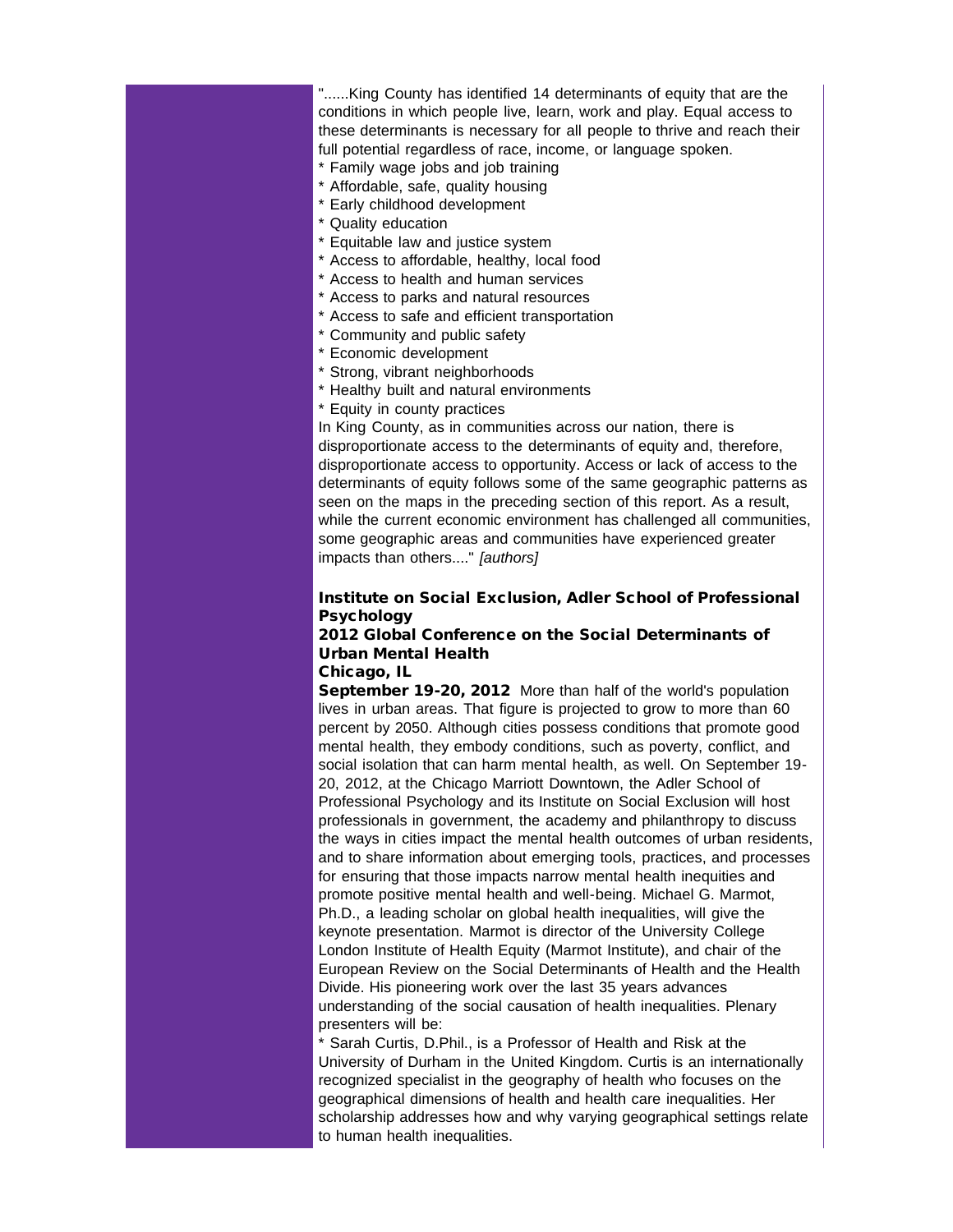"......King County has identified 14 determinants of equity that are the conditions in which people live, learn, work and play. Equal access to these determinants is necessary for all people to thrive and reach their full potential regardless of race, income, or language spoken.

* Family wage jobs and job training
* Affordable, safe, quality housing
* Early childhood development
* Quality education
* Equitable law and justice system
* Access to affordable, healthy, local food
* Access to health and human services
* Access to parks and natural resources
* Access to safe and efficient transportation
* Community and public safety
* Economic development
* Strong, vibrant neighborhoods
* Healthy built and natural environments
* Equity in county practices

In King County, as in communities across our nation, there is disproportionate access to the determinants of equity and, therefore, disproportionate access to opportunity. Access or lack of access to the determinants of equity follows some of the same geographic patterns as seen on the maps in the preceding section of this report. As a result, while the current economic environment has challenged all communities, some geographic areas and communities have experienced greater impacts than others...." *[authors]*

**Institute on Social Exclusion, Adler School of Professional Psychology**
**2012 Global Conference on the Social Determinants of Urban Mental Health**
**Chicago, IL**

**September 19-20, 2012** More than half of the world's population lives in urban areas. That figure is projected to grow to more than 60 percent by 2050. Although cities possess conditions that promote good mental health, they embody conditions, such as poverty, conflict, and social isolation that can harm mental health, as well. On September 19-20, 2012, at the Chicago Marriott Downtown, the Adler School of Professional Psychology and its Institute on Social Exclusion will host professionals in government, the academy and philanthropy to discuss the ways in cities impact the mental health outcomes of urban residents, and to share information about emerging tools, practices, and processes for ensuring that those impacts narrow mental health inequities and promote positive mental health and well-being. Michael G. Marmot, Ph.D., a leading scholar on global health inequalities, will give the keynote presentation. Marmot is director of the University College London Institute of Health Equity (Marmot Institute), and chair of the European Review on the Social Determinants of Health and the Health Divide. His pioneering work over the last 35 years advances understanding of the social causation of health inequalities. Plenary presenters will be:

* Sarah Curtis, D.Phil., is a Professor of Health and Risk at the University of Durham in the United Kingdom. Curtis is an internationally recognized specialist in the geography of health who focuses on the geographical dimensions of health and health care inequalities. Her scholarship addresses how and why varying geographical settings relate to human health inequalities.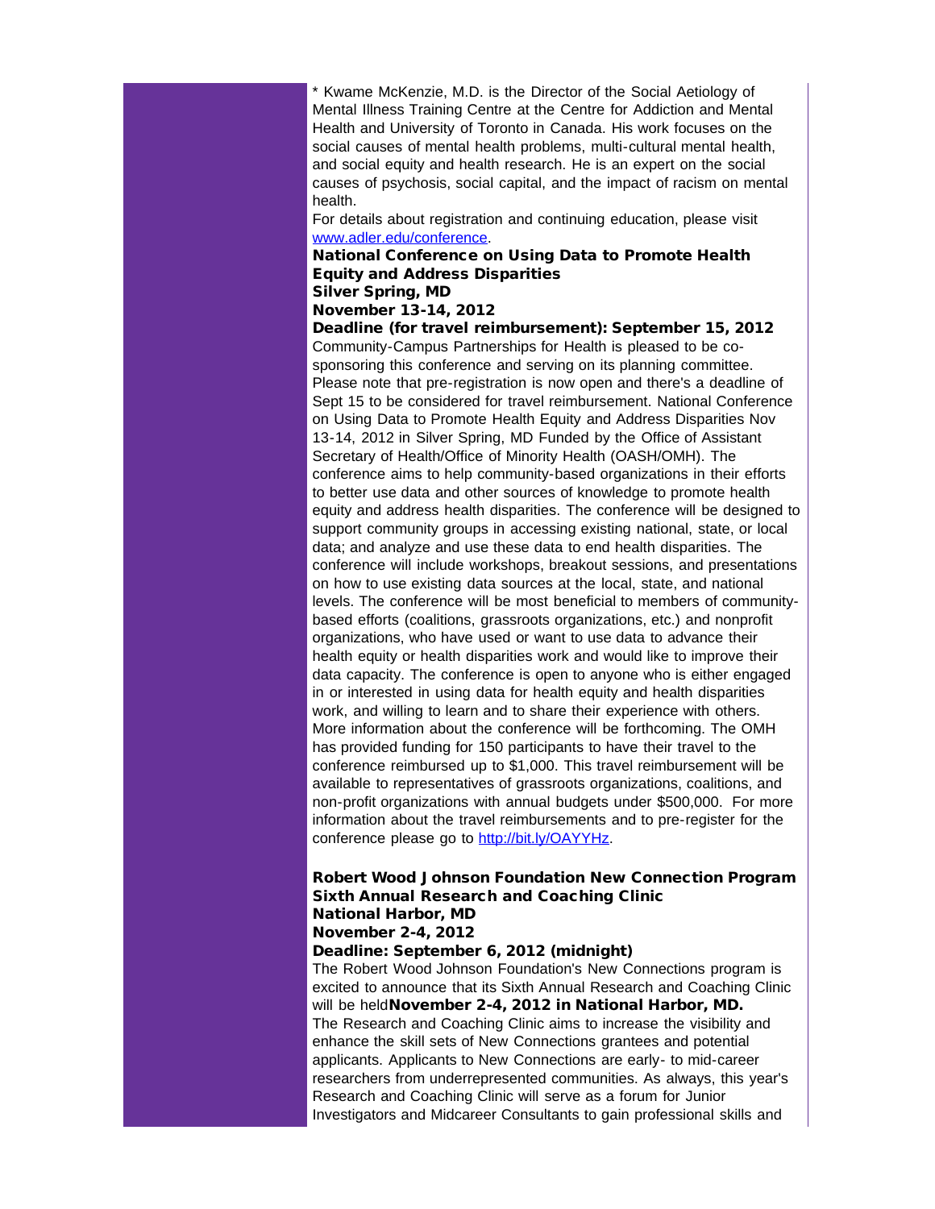* Kwame McKenzie, M.D. is the Director of the Social Aetiology of Mental Illness Training Centre at the Centre for Addiction and Mental Health and University of Toronto in Canada. His work focuses on the social causes of mental health problems, multi-cultural mental health, and social equity and health research. He is an expert on the social causes of psychosis, social capital, and the impact of racism on mental health.

For details about registration and continuing education, please visit [www.adler.edu/conference](www.adler.edu/conference).

**National Conference on Using Data to Promote Health Equity and Address Disparities**
**Silver Spring, MD**
**November 13-14, 2012**
**Deadline (for travel reimbursement): September 15, 2012**

Community-Campus Partnerships for Health is pleased to be co-sponsoring this conference and serving on its planning committee. Please note that pre-registration is now open and there's a deadline of Sept 15 to be considered for travel reimbursement. National Conference on Using Data to Promote Health Equity and Address Disparities Nov 13-14, 2012 in Silver Spring, MD Funded by the Office of Assistant Secretary of Health/Office of Minority Health (OASH/OMH). The conference aims to help community-based organizations in their efforts to better use data and other sources of knowledge to promote health equity and address health disparities. The conference will be designed to support community groups in accessing existing national, state, or local data; and analyze and use these data to end health disparities. The conference will include workshops, breakout sessions, and presentations on how to use existing data sources at the local, state, and national levels. The conference will be most beneficial to members of community-based efforts (coalitions, grassroots organizations, etc.) and nonprofit organizations, who have used or want to use data to advance their health equity or health disparities work and would like to improve their data capacity. The conference is open to anyone who is either engaged in or interested in using data for health equity and health disparities work, and willing to learn and to share their experience with others. More information about the conference will be forthcoming. The OMH has provided funding for 150 participants to have their travel to the conference reimbursed up to $1,000. This travel reimbursement will be available to representatives of grassroots organizations, coalitions, and non-profit organizations with annual budgets under $500,000. For more information about the travel reimbursements and to pre-register for the conference please go to [http://bit.ly/OAYYHz](http://bit.ly/OAYYHz).

**Robert Wood Johnson Foundation New Connection Program Sixth Annual Research and Coaching Clinic**
**National Harbor, MD**
**November 2-4, 2012**
**Deadline: September 6, 2012 (midnight)**

The Robert Wood Johnson Foundation's New Connections program is excited to announce that its Sixth Annual Research and Coaching Clinic will be held **November 2-4, 2012 in National Harbor, MD.** The Research and Coaching Clinic aims to increase the visibility and enhance the skill sets of New Connections grantees and potential applicants. Applicants to New Connections are early- to mid-career researchers from underrepresented communities. As always, this year's Research and Coaching Clinic will serve as a forum for Junior Investigators and Midcareer Consultants to gain professional skills and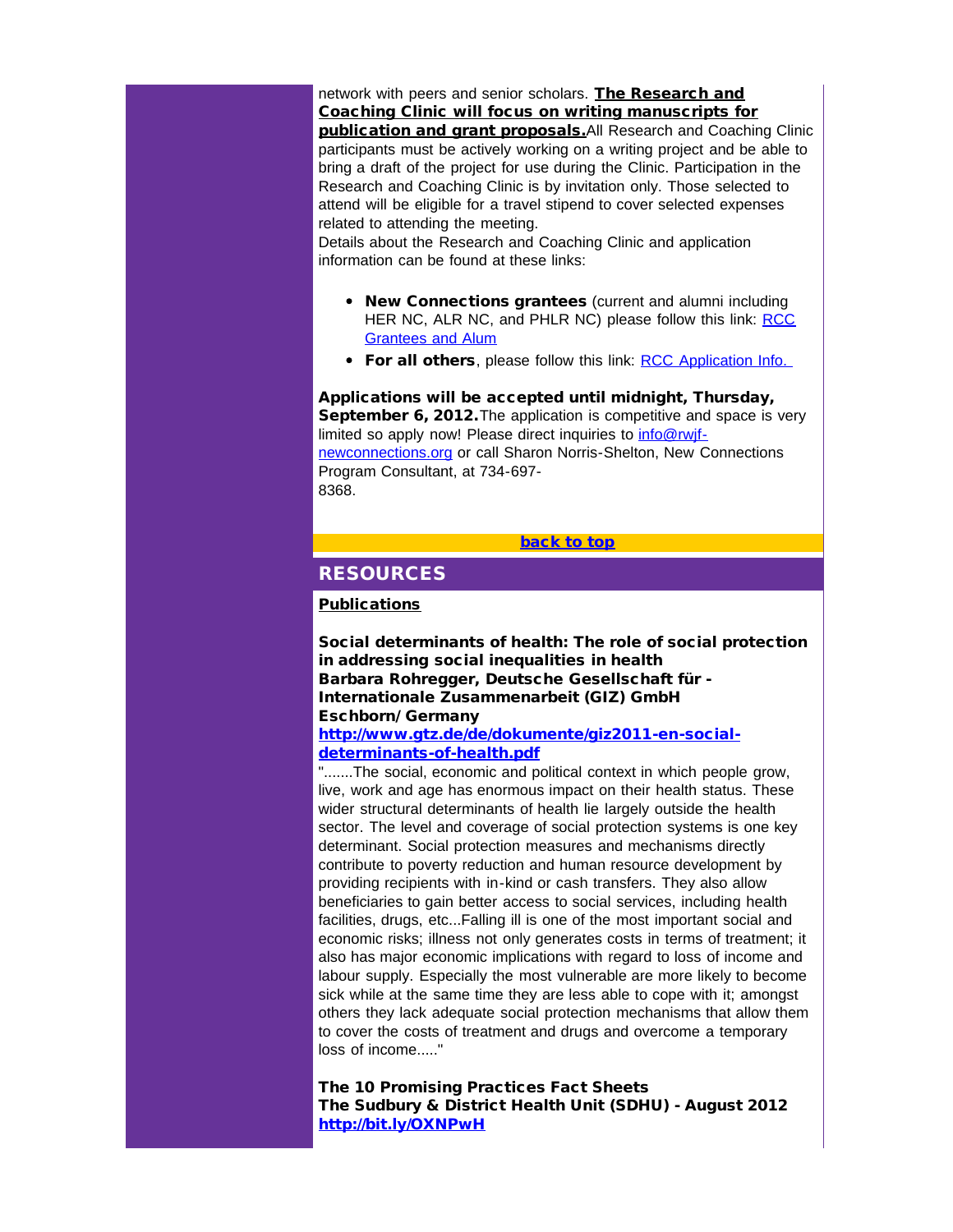network with peers and senior scholars. **The Research and Coaching Clinic will focus on writing manuscripts for publication and grant proposals.** All Research and Coaching Clinic participants must be actively working on a writing project and be able to bring a draft of the project for use during the Clinic. Participation in the Research and Coaching Clinic is by invitation only. Those selected to attend will be eligible for a travel stipend to cover selected expenses related to attending the meeting.

Details about the Research and Coaching Clinic and application information can be found at these links:

- **New Connections grantees** (current and alumni including HER NC, ALR NC, and PHLR NC) please follow this link: RCC Grantees and Alum
- **For all others**, please follow this link: RCC Application Info.

**Applications will be accepted until midnight, Thursday, September 6, 2012.** The application is competitive and space is very limited so apply now! Please direct inquiries to info@rwjf-newconnections.org or call Sharon Norris-Shelton, New Connections Program Consultant, at 734-697-8368.

**back to top**

## RESOURCES

**Publications**

**Social determinants of health: The role of social protection in addressing social inequalities in health**
**Barbara Rohregger, Deutsche Gesellschaft für - Internationale Zusammenarbeit (GIZ) GmbH**
**Eschborn/ Germany**
**http://www.gtz.de/de/dokumente/giz2011-en-social-determinants-of-health.pdf**

".......The social, economic and political context in which people grow, live, work and age has enormous impact on their health status. These wider structural determinants of health lie largely outside the health sector. The level and coverage of social protection systems is one key determinant. Social protection measures and mechanisms directly contribute to poverty reduction and human resource development by providing recipients with in-kind or cash transfers. They also allow beneficiaries to gain better access to social services, including health facilities, drugs, etc...Falling ill is one of the most important social and economic risks; illness not only generates costs in terms of treatment; it also has major economic implications with regard to loss of income and labour supply. Especially the most vulnerable are more likely to become sick while at the same time they are less able to cope with it; amongst others they lack adequate social protection mechanisms that allow them to cover the costs of treatment and drugs and overcome a temporary loss of income....."

**The 10 Promising Practices Fact Sheets**
**The Sudbury & District Health Unit (SDHU) - August 2012**
**http://bit.ly/OXNPwH**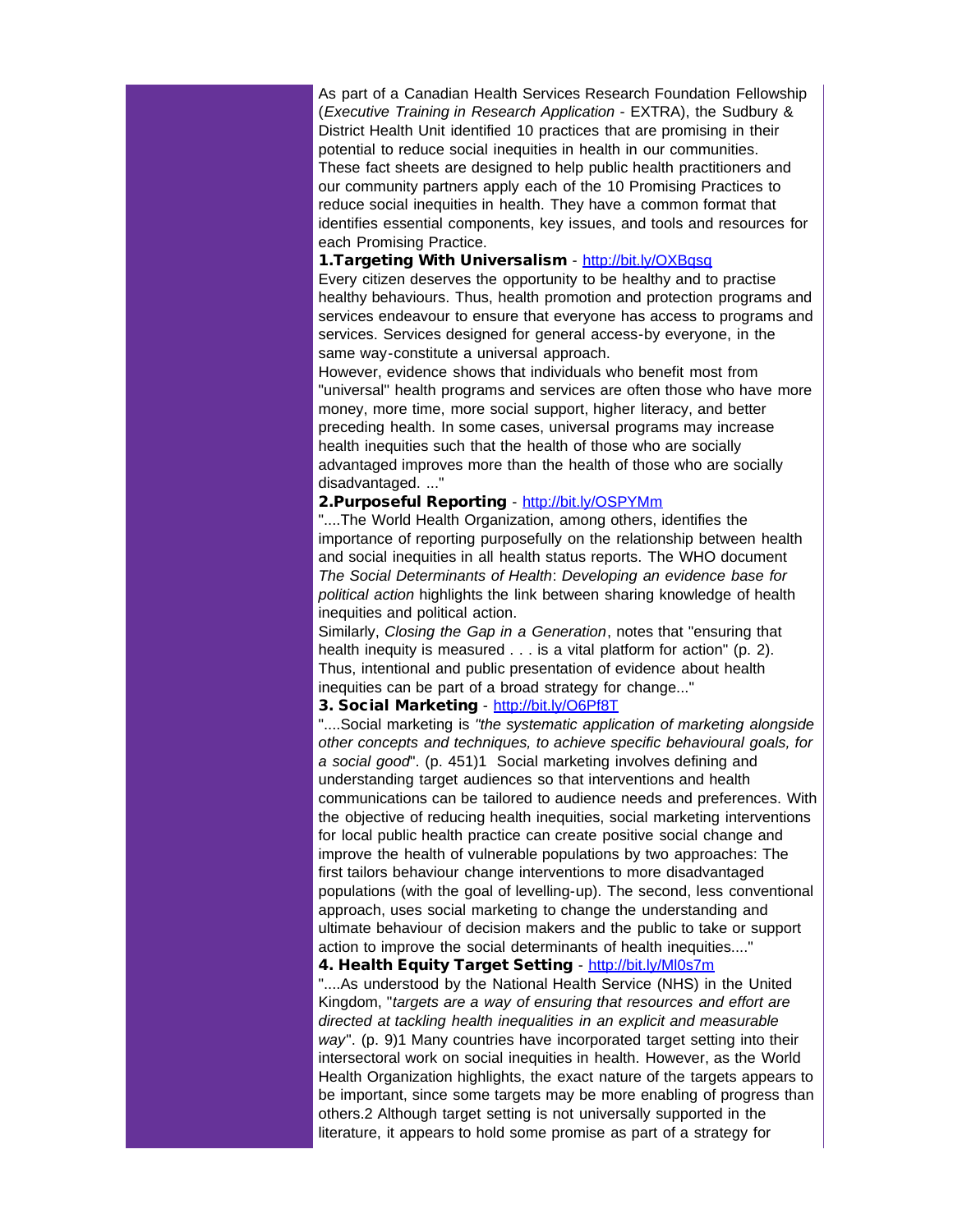As part of a Canadian Health Services Research Foundation Fellowship (*Executive Training in Research Application* - EXTRA), the Sudbury & District Health Unit identified 10 practices that are promising in their potential to reduce social inequities in health in our communities. These fact sheets are designed to help public health practitioners and our community partners apply each of the 10 Promising Practices to reduce social inequities in health. They have a common format that identifies essential components, key issues, and tools and resources for each Promising Practice.

**1.Targeting With Universalism** - http://bit.ly/OXBqsq

Every citizen deserves the opportunity to be healthy and to practise healthy behaviours. Thus, health promotion and protection programs and services endeavour to ensure that everyone has access to programs and services. Services designed for general access-by everyone, in the same way-constitute a universal approach.

However, evidence shows that individuals who benefit most from "universal" health programs and services are often those who have more money, more time, more social support, higher literacy, and better preceding health. In some cases, universal programs may increase health inequities such that the health of those who are socially advantaged improves more than the health of those who are socially disadvantaged. ..."

**2.Purposeful Reporting** - http://bit.ly/OSPYMm

"....The World Health Organization, among others, identifies the importance of reporting purposefully on the relationship between health and social inequities in all health status reports. The WHO document *The Social Determinants of Health*: *Developing an evidence base for political action* highlights the link between sharing knowledge of health inequities and political action.

Similarly, *Closing the Gap in a Generation*, notes that "ensuring that health inequity is measured . . . is a vital platform for action" (p. 2). Thus, intentional and public presentation of evidence about health inequities can be part of a broad strategy for change..."

**3. Social Marketing** - http://bit.ly/O6Pf8T

"....Social marketing is *"the systematic application of marketing alongside other concepts and techniques, to achieve specific behavioural goals, for a social good*". (p. 451)1 Social marketing involves defining and understanding target audiences so that interventions and health communications can be tailored to audience needs and preferences. With the objective of reducing health inequities, social marketing interventions for local public health practice can create positive social change and improve the health of vulnerable populations by two approaches: The first tailors behaviour change interventions to more disadvantaged populations (with the goal of levelling-up). The second, less conventional approach, uses social marketing to change the understanding and ultimate behaviour of decision makers and the public to take or support action to improve the social determinants of health inequities...."

**4. Health Equity Target Setting** - http://bit.ly/Ml0s7m

"....As understood by the National Health Service (NHS) in the United Kingdom, "*targets are a way of ensuring that resources and effort are directed at tackling health inequalities in an explicit and measurable way*". (p. 9)1 Many countries have incorporated target setting into their intersectoral work on social inequities in health. However, as the World Health Organization highlights, the exact nature of the targets appears to be important, since some targets may be more enabling of progress than others.2 Although target setting is not universally supported in the literature, it appears to hold some promise as part of a strategy for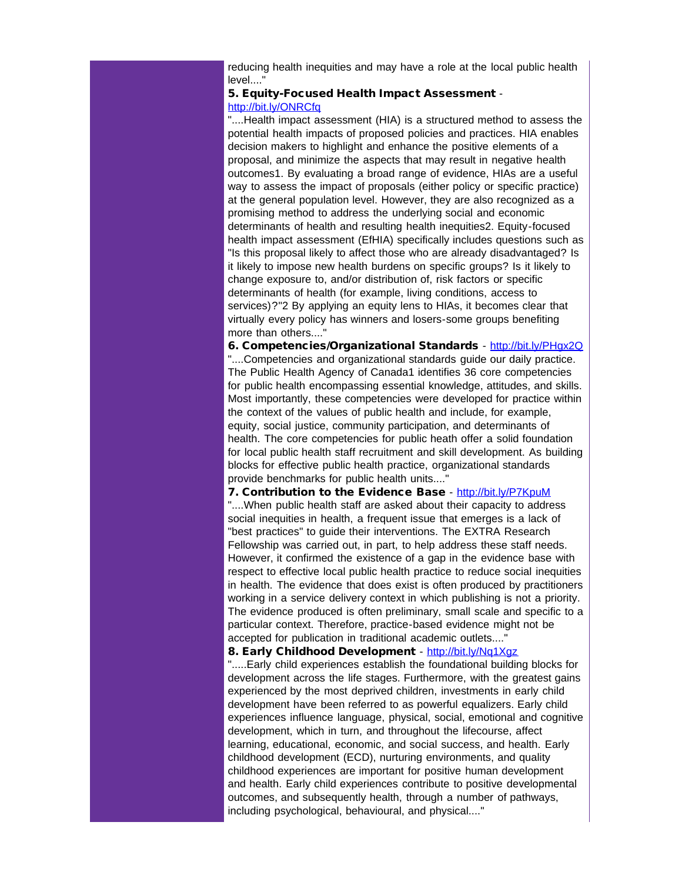reducing health inequities and may have a role at the local public health level...."

**5. Equity-Focused Health Impact Assessment** - http://bit.ly/ONRCfq

"....Health impact assessment (HIA) is a structured method to assess the potential health impacts of proposed policies and practices. HIA enables decision makers to highlight and enhance the positive elements of a proposal, and minimize the aspects that may result in negative health outcomes1. By evaluating a broad range of evidence, HIAs are a useful way to assess the impact of proposals (either policy or specific practice) at the general population level. However, they are also recognized as a promising method to address the underlying social and economic determinants of health and resulting health inequities2. Equity-focused health impact assessment (EfHIA) specifically includes questions such as "Is this proposal likely to affect those who are already disadvantaged? Is it likely to impose new health burdens on specific groups? Is it likely to change exposure to, and/or distribution of, risk factors or specific determinants of health (for example, living conditions, access to services)?"2 By applying an equity lens to HIAs, it becomes clear that virtually every policy has winners and losers-some groups benefiting more than others...."

**6. Competencies/Organizational Standards** - http://bit.ly/PHgx2Q

"....Competencies and organizational standards guide our daily practice. The Public Health Agency of Canada1 identifies 36 core competencies for public health encompassing essential knowledge, attitudes, and skills. Most importantly, these competencies were developed for practice within the context of the values of public health and include, for example, equity, social justice, community participation, and determinants of health. The core competencies for public heath offer a solid foundation for local public health staff recruitment and skill development. As building blocks for effective public health practice, organizational standards provide benchmarks for public health units...."

**7. Contribution to the Evidence Base** - http://bit.ly/P7KpuM

"....When public health staff are asked about their capacity to address social inequities in health, a frequent issue that emerges is a lack of "best practices" to guide their interventions. The EXTRA Research Fellowship was carried out, in part, to help address these staff needs. However, it confirmed the existence of a gap in the evidence base with respect to effective local public health practice to reduce social inequities in health. The evidence that does exist is often produced by practitioners working in a service delivery context in which publishing is not a priority. The evidence produced is often preliminary, small scale and specific to a particular context. Therefore, practice-based evidence might not be accepted for publication in traditional academic outlets...."

**8. Early Childhood Development** - http://bit.ly/Nq1Xgz

".....Early child experiences establish the foundational building blocks for development across the life stages. Furthermore, with the greatest gains experienced by the most deprived children, investments in early child development have been referred to as powerful equalizers. Early child experiences influence language, physical, social, emotional and cognitive development, which in turn, and throughout the lifecourse, affect learning, educational, economic, and social success, and health. Early childhood development (ECD), nurturing environments, and quality childhood experiences are important for positive human development and health. Early child experiences contribute to positive developmental outcomes, and subsequently health, through a number of pathways, including psychological, behavioural, and physical...."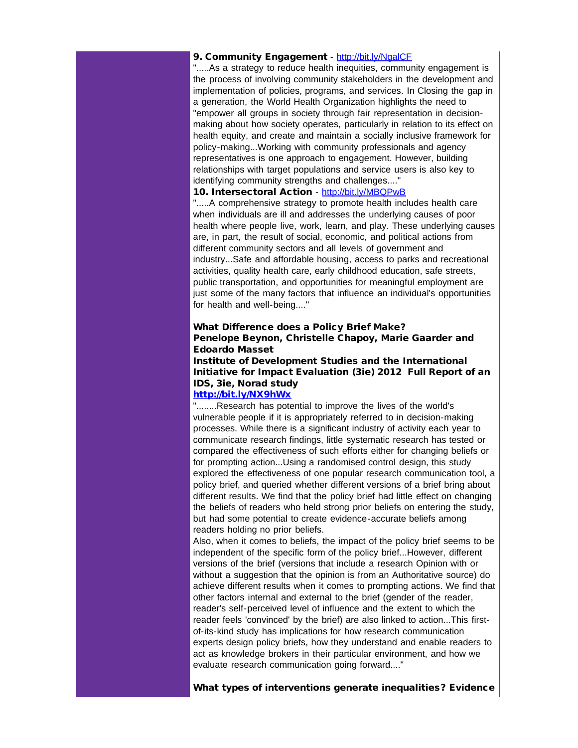**9. Community Engagement** - http://bit.ly/NgalCF

".....As a strategy to reduce health inequities, community engagement is the process of involving community stakeholders in the development and implementation of policies, programs, and services. In Closing the gap in a generation, the World Health Organization highlights the need to "empower all groups in society through fair representation in decision-making about how society operates, particularly in relation to its effect on health equity, and create and maintain a socially inclusive framework for policy-making...Working with community professionals and agency representatives is one approach to engagement. However, building relationships with target populations and service users is also key to identifying community strengths and challenges...."

**10. Intersectoral Action** - http://bit.ly/MBQPwB

".....A comprehensive strategy to promote health includes health care when individuals are ill and addresses the underlying causes of poor health where people live, work, learn, and play. These underlying causes are, in part, the result of social, economic, and political actions from different community sectors and all levels of government and industry...Safe and affordable housing, access to parks and recreational activities, quality health care, early childhood education, safe streets, public transportation, and opportunities for meaningful employment are just some of the many factors that influence an individual's opportunities for health and well-being...."

**What Difference does a Policy Brief Make?**
**Penelope Beynon, Christelle Chapoy, Marie Gaarder and Edoardo Masset**
**Institute of Development Studies and the International Initiative for Impact Evaluation (3ie) 2012 Full Report of an IDS, 3ie, Norad study**
**http://bit.ly/NX9hWx**

"........Research has potential to improve the lives of the world's vulnerable people if it is appropriately referred to in decision-making processes. While there is a significant industry of activity each year to communicate research findings, little systematic research has tested or compared the effectiveness of such efforts either for changing beliefs or for prompting action...Using a randomised control design, this study explored the effectiveness of one popular research communication tool, a policy brief, and queried whether different versions of a brief bring about different results. We find that the policy brief had little effect on changing the beliefs of readers who held strong prior beliefs on entering the study, but had some potential to create evidence-accurate beliefs among readers holding no prior beliefs.

Also, when it comes to beliefs, the impact of the policy brief seems to be independent of the specific form of the policy brief...However, different versions of the brief (versions that include a research Opinion with or without a suggestion that the opinion is from an Authoritative source) do achieve different results when it comes to prompting actions. We find that other factors internal and external to the brief (gender of the reader, reader's self-perceived level of influence and the extent to which the reader feels 'convinced' by the brief) are also linked to action...This first-of-its-kind study has implications for how research communication experts design policy briefs, how they understand and enable readers to act as knowledge brokers in their particular environment, and how we evaluate research communication going forward...."

**What types of interventions generate inequalities? Evidence**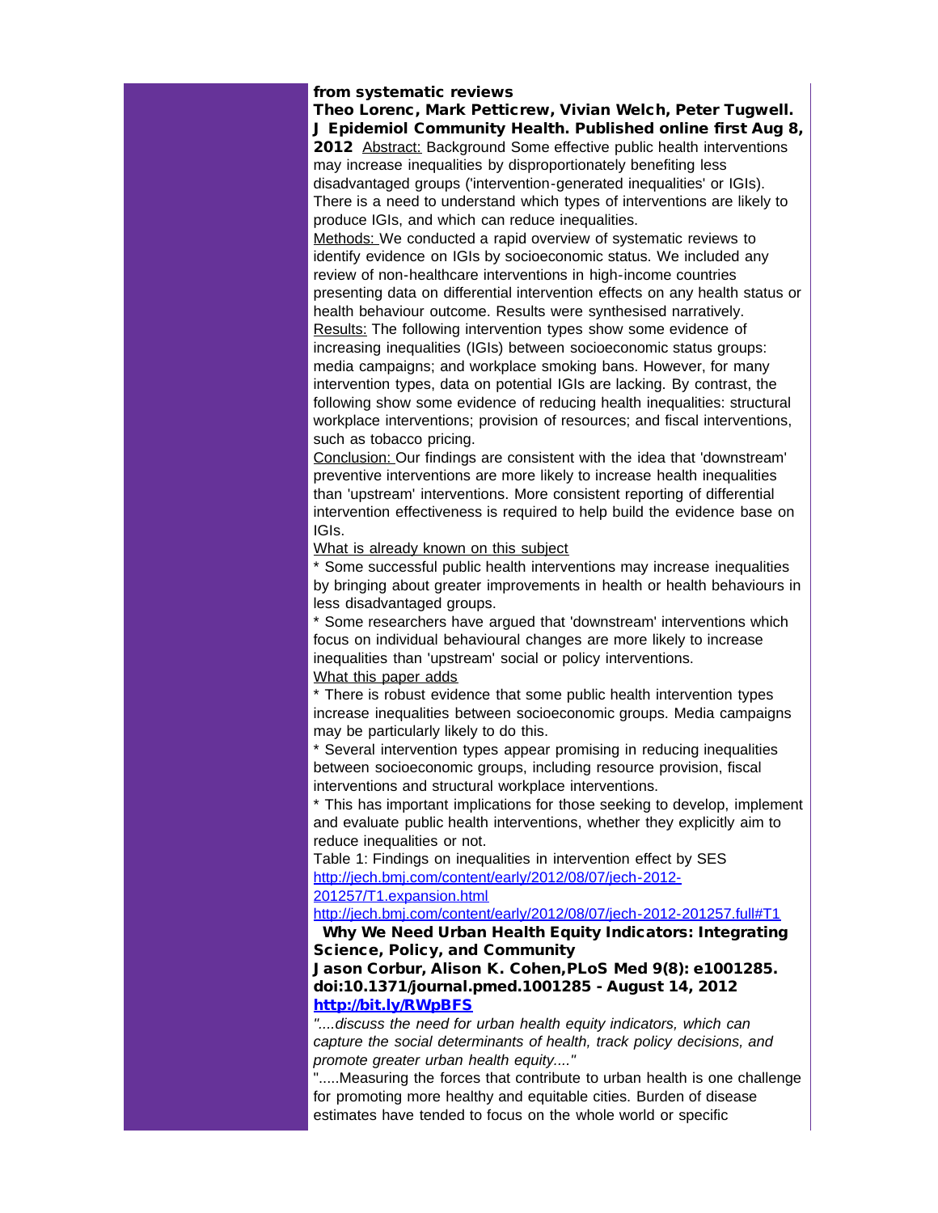**from systematic reviews**

**Theo Lorenc, Mark Petticrew, Vivian Welch, Peter Tugwell. J Epidemiol Community Health. Published online first Aug 8, 2012** Abstract: Background Some effective public health interventions may increase inequalities by disproportionately benefiting less disadvantaged groups ('intervention-generated inequalities' or IGIs). There is a need to understand which types of interventions are likely to produce IGIs, and which can reduce inequalities.

Methods: We conducted a rapid overview of systematic reviews to identify evidence on IGIs by socioeconomic status. We included any review of non-healthcare interventions in high-income countries presenting data on differential intervention effects on any health status or health behaviour outcome. Results were synthesised narratively.

Results: The following intervention types show some evidence of increasing inequalities (IGIs) between socioeconomic status groups: media campaigns; and workplace smoking bans. However, for many intervention types, data on potential IGIs are lacking. By contrast, the following show some evidence of reducing health inequalities: structural workplace interventions; provision of resources; and fiscal interventions, such as tobacco pricing.

Conclusion: Our findings are consistent with the idea that 'downstream' preventive interventions are more likely to increase health inequalities than 'upstream' interventions. More consistent reporting of differential intervention effectiveness is required to help build the evidence base on IGIs.

What is already known on this subject

* Some successful public health interventions may increase inequalities by bringing about greater improvements in health or health behaviours in less disadvantaged groups.
* Some researchers have argued that 'downstream' interventions which focus on individual behavioural changes are more likely to increase inequalities than 'upstream' social or policy interventions.

What this paper adds

* There is robust evidence that some public health intervention types increase inequalities between socioeconomic groups. Media campaigns may be particularly likely to do this.
* Several intervention types appear promising in reducing inequalities between socioeconomic groups, including resource provision, fiscal interventions and structural workplace interventions.
* This has important implications for those seeking to develop, implement and evaluate public health interventions, whether they explicitly aim to reduce inequalities or not.

Table 1: Findings on inequalities in intervention effect by SES
http://jech.bmj.com/content/early/2012/08/07/jech-2012-201257/T1.expansion.html
http://jech.bmj.com/content/early/2012/08/07/jech-2012-201257.full#T1

**Why We Need Urban Health Equity Indicators: Integrating Science, Policy, and Community**

**Jason Corbur, Alison K. Cohen,PLoS Med 9(8): e1001285. doi:10.1371/journal.pmed.1001285 - August 14, 2012**
**http://bit.ly/RWpBFS**

*"....discuss the need for urban health equity indicators, which can capture the social determinants of health, track policy decisions, and promote greater urban health equity...."*

".....Measuring the forces that contribute to urban health is one challenge for promoting more healthy and equitable cities. Burden of disease estimates have tended to focus on the whole world or specific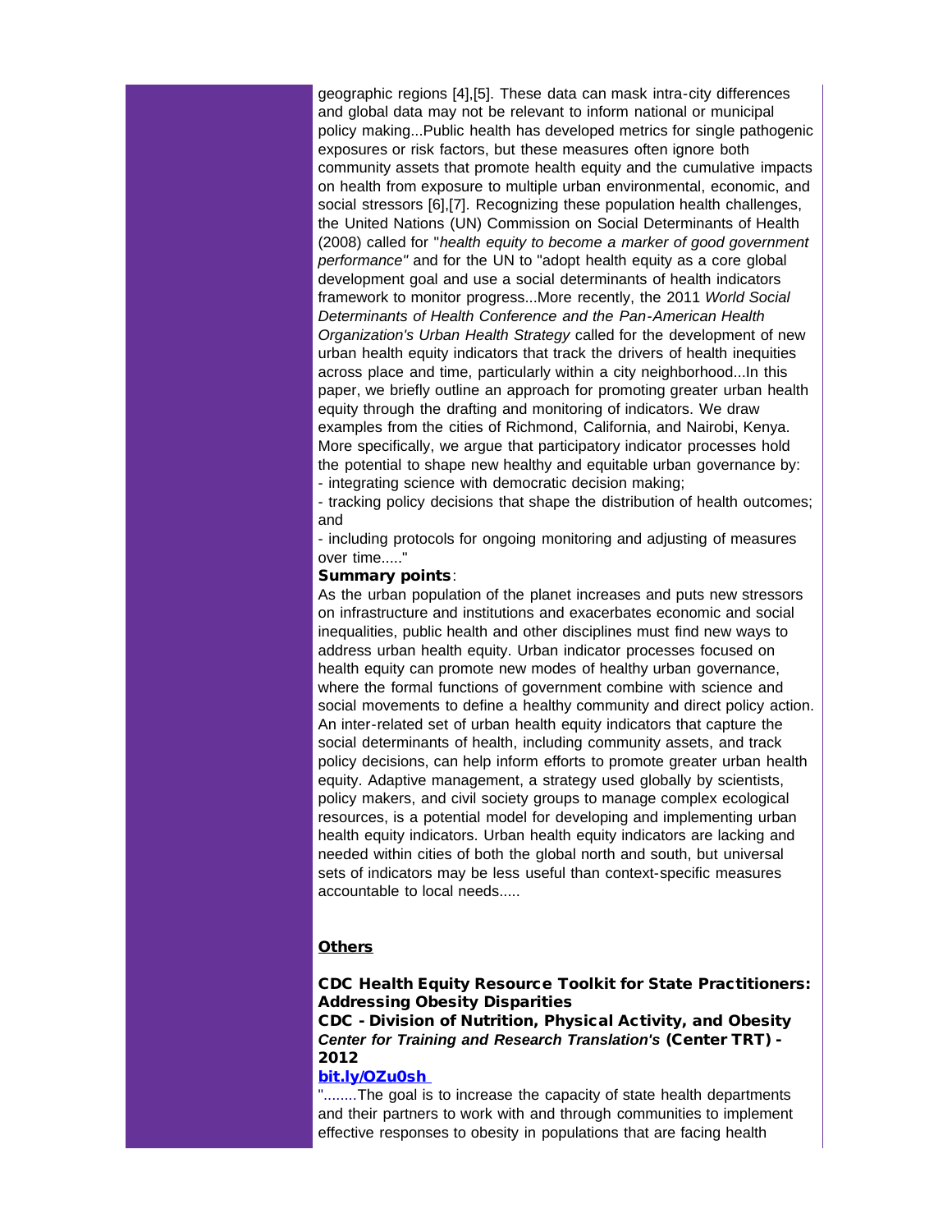geographic regions [4],[5]. These data can mask intra-city differences and global data may not be relevant to inform national or municipal policy making...Public health has developed metrics for single pathogenic exposures or risk factors, but these measures often ignore both community assets that promote health equity and the cumulative impacts on health from exposure to multiple urban environmental, economic, and social stressors [6],[7]. Recognizing these population health challenges, the United Nations (UN) Commission on Social Determinants of Health (2008) called for "*health equity to become a marker of good government performance*" and for the UN to "adopt health equity as a core global development goal and use a social determinants of health indicators framework to monitor progress...More recently, the 2011 *World Social Determinants of Health Conference and the Pan-American Health Organization's Urban Health Strategy* called for the development of new urban health equity indicators that track the drivers of health inequities across place and time, particularly within a city neighborhood...In this paper, we briefly outline an approach for promoting greater urban health equity through the drafting and monitoring of indicators. We draw examples from the cities of Richmond, California, and Nairobi, Kenya. More specifically, we argue that participatory indicator processes hold the potential to shape new healthy and equitable urban governance by:

- integrating science with democratic decision making;
- tracking policy decisions that shape the distribution of health outcomes; and
- including protocols for ongoing monitoring and adjusting of measures over time....."

**Summary points**:

As the urban population of the planet increases and puts new stressors on infrastructure and institutions and exacerbates economic and social inequalities, public health and other disciplines must find new ways to address urban health equity. Urban indicator processes focused on health equity can promote new modes of healthy urban governance, where the formal functions of government combine with science and social movements to define a healthy community and direct policy action. An inter-related set of urban health equity indicators that capture the social determinants of health, including community assets, and track policy decisions, can help inform efforts to promote greater urban health equity. Adaptive management, a strategy used globally by scientists, policy makers, and civil society groups to manage complex ecological resources, is a potential model for developing and implementing urban health equity indicators. Urban health equity indicators are lacking and needed within cities of both the global north and south, but universal sets of indicators may be less useful than context-specific measures accountable to local needs.....

## Others

**CDC Health Equity Resource Toolkit for State Practitioners: Addressing Obesity Disparities**
**CDC - Division of Nutrition, Physical Activity, and Obesity**
***Center for Training and Research Translation's* (Center TRT) - 2012**
**bit.ly/OZu0sh**

"........The goal is to increase the capacity of state health departments and their partners to work with and through communities to implement effective responses to obesity in populations that are facing health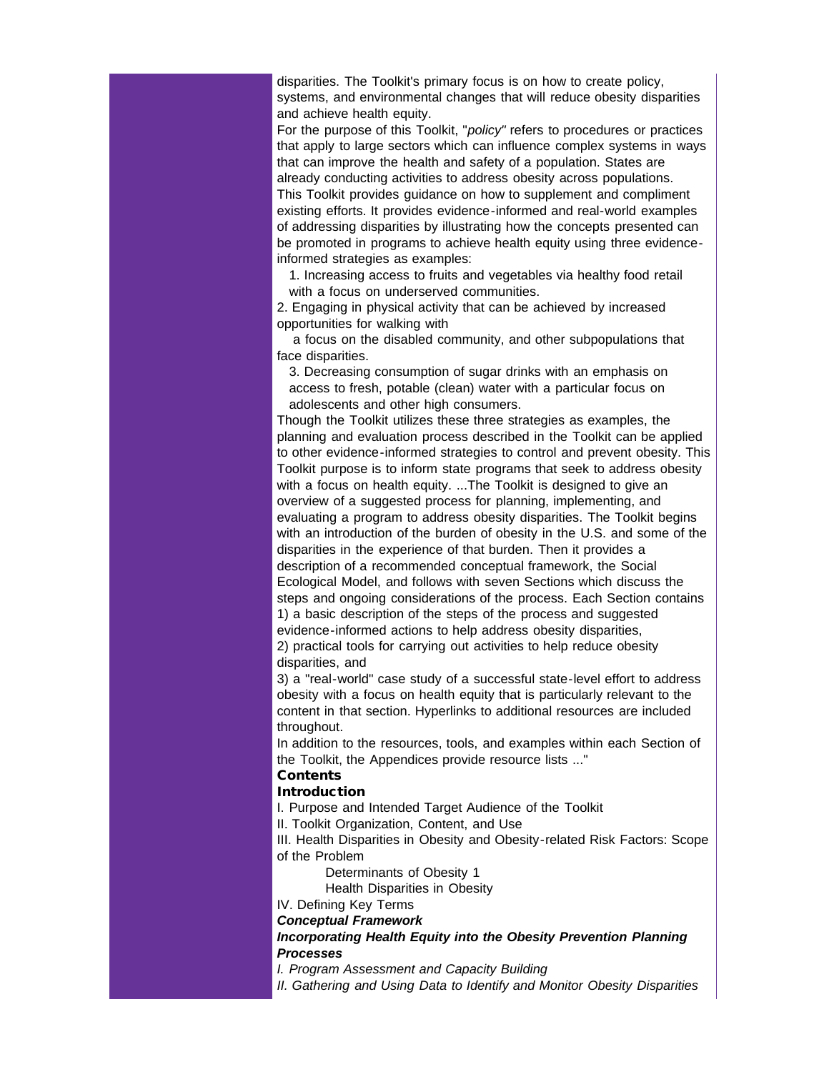disparities. The Toolkit's primary focus is on how to create policy, systems, and environmental changes that will reduce obesity disparities and achieve health equity.

For the purpose of this Toolkit, "*policy*" refers to procedures or practices that apply to large sectors which can influence complex systems in ways that can improve the health and safety of a population. States are already conducting activities to address obesity across populations. This Toolkit provides guidance on how to supplement and compliment existing efforts. It provides evidence-informed and real-world examples of addressing disparities by illustrating how the concepts presented can be promoted in programs to achieve health equity using three evidence-informed strategies as examples:

1. Increasing access to fruits and vegetables via healthy food retail with a focus on underserved communities.
2. Engaging in physical activity that can be achieved by increased opportunities for walking with a focus on the disabled community, and other subpopulations that face disparities.
3. Decreasing consumption of sugar drinks with an emphasis on access to fresh, potable (clean) water with a particular focus on adolescents and other high consumers.

Though the Toolkit utilizes these three strategies as examples, the planning and evaluation process described in the Toolkit can be applied to other evidence-informed strategies to control and prevent obesity. This Toolkit purpose is to inform state programs that seek to address obesity with a focus on health equity. ...The Toolkit is designed to give an overview of a suggested process for planning, implementing, and evaluating a program to address obesity disparities. The Toolkit begins with an introduction of the burden of obesity in the U.S. and some of the disparities in the experience of that burden. Then it provides a description of a recommended conceptual framework, the Social Ecological Model, and follows with seven Sections which discuss the steps and ongoing considerations of the process. Each Section contains 1) a basic description of the steps of the process and suggested evidence-informed actions to help address obesity disparities, 2) practical tools for carrying out activities to help reduce obesity disparities, and 3) a "real-world" case study of a successful state-level effort to address obesity with a focus on health equity that is particularly relevant to the content in that section. Hyperlinks to additional resources are included throughout.

In addition to the resources, tools, and examples within each Section of the Toolkit, the Appendices provide resource lists ..."

**Contents**

**Introduction**

I. Purpose and Intended Target Audience of the Toolkit

II. Toolkit Organization, Content, and Use

III. Health Disparities in Obesity and Obesity-related Risk Factors: Scope of the Problem

- Determinants of Obesity 1
- Health Disparities in Obesity

IV. Defining Key Terms

***Conceptual Framework***

***Incorporating Health Equity into the Obesity Prevention Planning Processes***

*I. Program Assessment and Capacity Building*

*II. Gathering and Using Data to Identify and Monitor Obesity Disparities*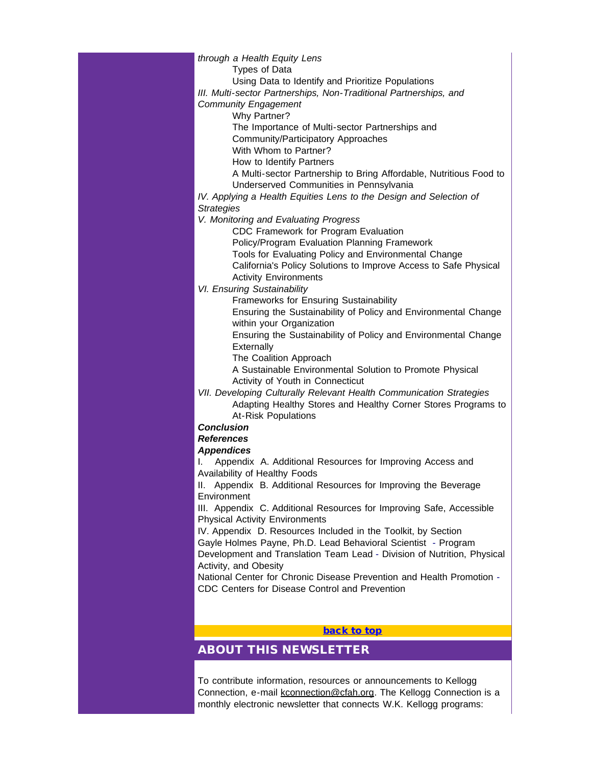*through a Health Equity Lens*

Types of Data

Using Data to Identify and Prioritize Populations

*III. Multi-sector Partnerships, Non-Traditional Partnerships, and Community Engagement*

Why Partner?

The Importance of Multi-sector Partnerships and Community/Participatory Approaches

With Whom to Partner?

How to Identify Partners

A Multi-sector Partnership to Bring Affordable, Nutritious Food to Underserved Communities in Pennsylvania

*IV. Applying a Health Equities Lens to the Design and Selection of Strategies*

*V. Monitoring and Evaluating Progress*

CDC Framework for Program Evaluation

Policy/Program Evaluation Planning Framework

Tools for Evaluating Policy and Environmental Change

California's Policy Solutions to Improve Access to Safe Physical Activity Environments

*VI. Ensuring Sustainability*

Frameworks for Ensuring Sustainability

Ensuring the Sustainability of Policy and Environmental Change within your Organization

Ensuring the Sustainability of Policy and Environmental Change Externally

The Coalition Approach

A Sustainable Environmental Solution to Promote Physical Activity of Youth in Connecticut

*VII. Developing Culturally Relevant Health Communication Strategies*

Adapting Healthy Stores and Healthy Corner Stores Programs to At-Risk Populations

***Conclusion***

***References***

***Appendices***

I. Appendix A. Additional Resources for Improving Access and Availability of Healthy Foods

II. Appendix B. Additional Resources for Improving the Beverage Environment

III. Appendix C. Additional Resources for Improving Safe, Accessible Physical Activity Environments

IV. Appendix D. Resources Included in the Toolkit, by Section

Gayle Holmes Payne, Ph.D. Lead Behavioral Scientist - Program Development and Translation Team Lead - Division of Nutrition, Physical Activity, and Obesity

National Center for Chronic Disease Prevention and Health Promotion - CDC Centers for Disease Control and Prevention

**back to top**

## ABOUT THIS NEWSLETTER

To contribute information, resources or announcements to Kellogg Connection, e-mail kconnection@cfah.org. The Kellogg Connection is a monthly electronic newsletter that connects W.K. Kellogg programs: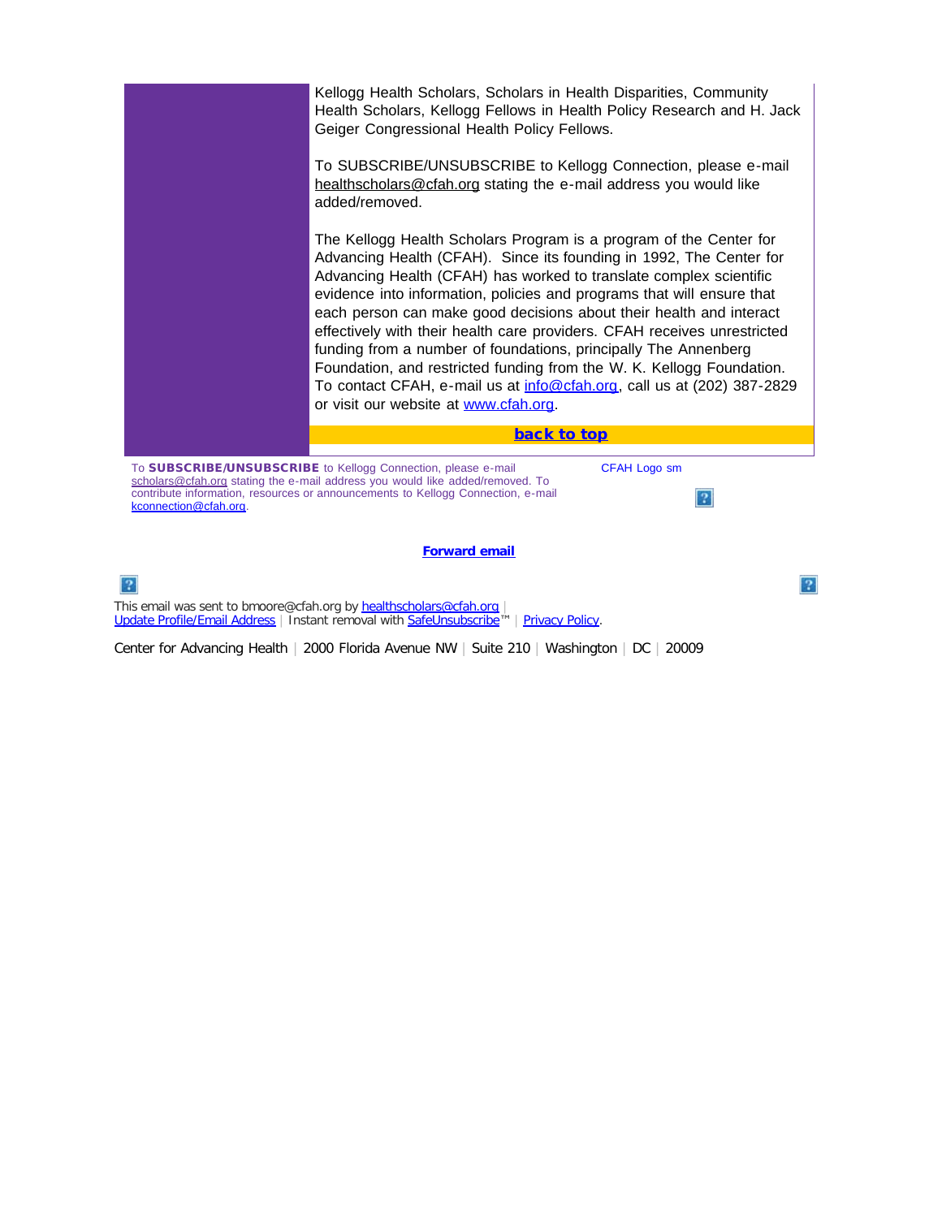Kellogg Health Scholars, Scholars in Health Disparities, Community Health Scholars, Kellogg Fellows in Health Policy Research and H. Jack Geiger Congressional Health Policy Fellows.

To SUBSCRIBE/UNSUBSCRIBE to Kellogg Connection, please e-mail healthscholars@cfah.org stating the e-mail address you would like added/removed.

The Kellogg Health Scholars Program is a program of the Center for Advancing Health (CFAH). Since its founding in 1992, The Center for Advancing Health (CFAH) has worked to translate complex scientific evidence into information, policies and programs that will ensure that each person can make good decisions about their health and interact effectively with their health care providers. CFAH receives unrestricted funding from a number of foundations, principally The Annenberg Foundation, and restricted funding from the W. K. Kellogg Foundation. To contact CFAH, e-mail us at info@cfah.org, call us at (202) 387-2829 or visit our website at www.cfah.org.

**back to top**

To **SUBSCRIBE/UNSUBSCRIBE** to Kellogg Connection, please e-mail scholars@cfah.org stating the e-mail address you would like added/removed. To contribute information, resources or announcements to Kellogg Connection, e-mail kconnection@cfah.org.

CFAH Logo sm

**Forward email**

This email was sent to bmoore@cfah.org by healthscholars@cfah.org | Update Profile/Email Address | Instant removal with SafeUnsubscribe™ | Privacy Policy.

Center for Advancing Health | 2000 Florida Avenue NW | Suite 210 | Washington | DC | 20009